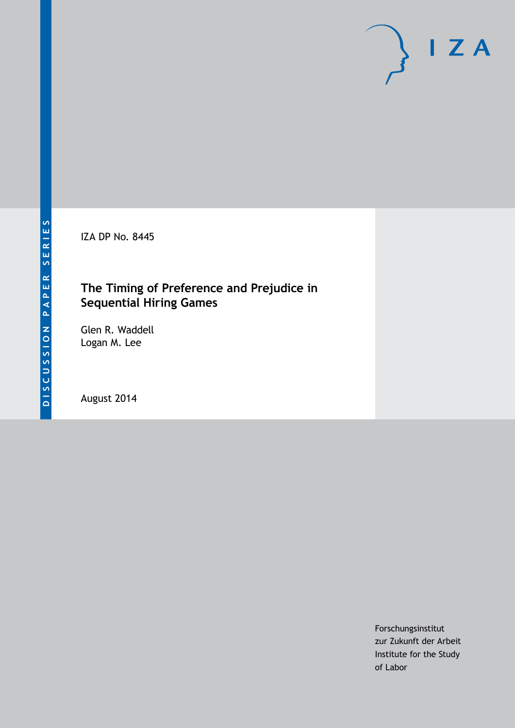DISCUSSION PAPER SERIES

IZA DP No. 8445

# The Timing of Preference and Prejudice in Sequential Hiring Games

Glen R. Waddell
Logan M. Lee

August 2014

Forschungsinstitut
zur Zukunft der Arbeit
Institute for the Study
of Labor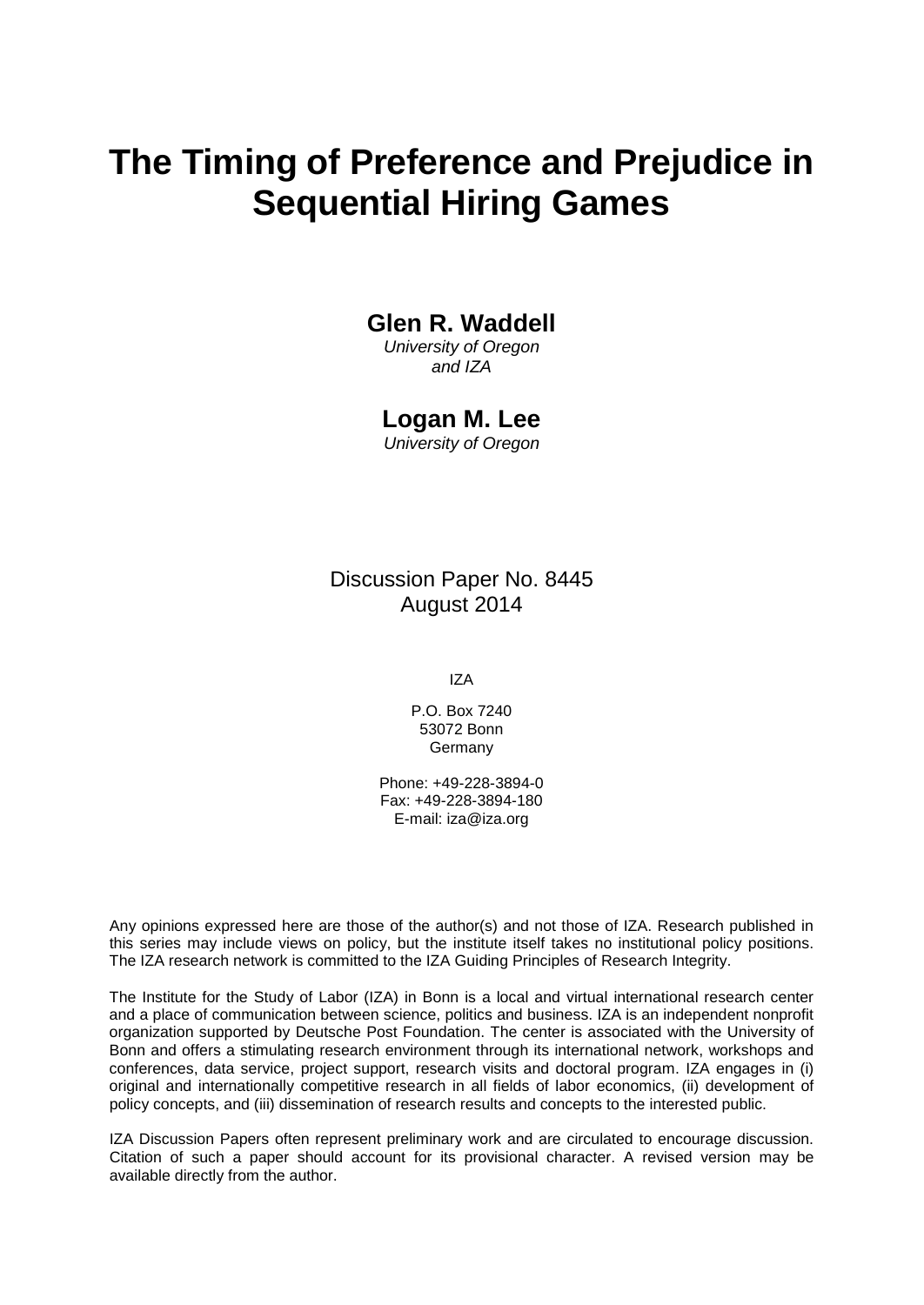# The Timing of Preference and Prejudice in Sequential Hiring Games

**Glen R. Waddell**
*University of Oregon*
*and IZA*

**Logan M. Lee**
*University of Oregon*

Discussion Paper No. 8445
August 2014

IZA

P.O. Box 7240
53072 Bonn
Germany

Phone: +49-228-3894-0
Fax: +49-228-3894-180
E-mail: iza@iza.org

Any opinions expressed here are those of the author(s) and not those of IZA. Research published in this series may include views on policy, but the institute itself takes no institutional policy positions. The IZA research network is committed to the IZA Guiding Principles of Research Integrity.

The Institute for the Study of Labor (IZA) in Bonn is a local and virtual international research center and a place of communication between science, politics and business. IZA is an independent nonprofit organization supported by Deutsche Post Foundation. The center is associated with the University of Bonn and offers a stimulating research environment through its international network, workshops and conferences, data service, project support, research visits and doctoral program. IZA engages in (i) original and internationally competitive research in all fields of labor economics, (ii) development of policy concepts, and (iii) dissemination of research results and concepts to the interested public.

IZA Discussion Papers often represent preliminary work and are circulated to encourage discussion. Citation of such a paper should account for its provisional character. A revised version may be available directly from the author.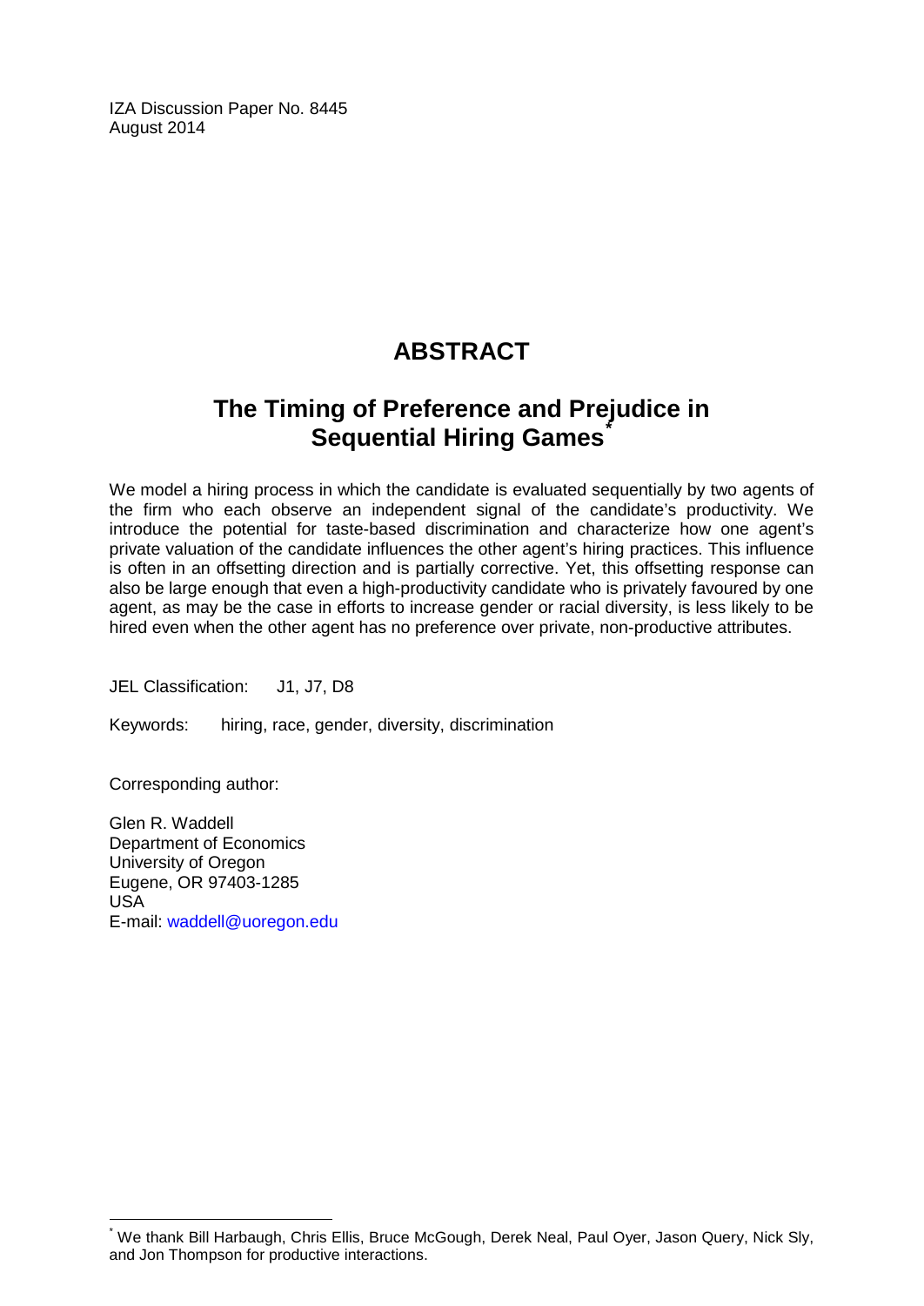IZA Discussion Paper No. 8445
August 2014

# ABSTRACT

## The Timing of Preference and Prejudice in Sequential Hiring Games*

We model a hiring process in which the candidate is evaluated sequentially by two agents of the firm who each observe an independent signal of the candidate's productivity. We introduce the potential for taste-based discrimination and characterize how one agent's private valuation of the candidate influences the other agent's hiring practices. This influence is often in an offsetting direction and is partially corrective. Yet, this offsetting response can also be large enough that even a high-productivity candidate who is privately favoured by one agent, as may be the case in efforts to increase gender or racial diversity, is less likely to be hired even when the other agent has no preference over private, non-productive attributes.

JEL Classification: J1, J7, D8

Keywords: hiring, race, gender, diversity, discrimination

Corresponding author:

Glen R. Waddell
Department of Economics
University of Oregon
Eugene, OR 97403-1285
USA
E-mail: waddell@uoregon.edu

---

* We thank Bill Harbaugh, Chris Ellis, Bruce McGough, Derek Neal, Paul Oyer, Jason Query, Nick Sly, and Jon Thompson for productive interactions.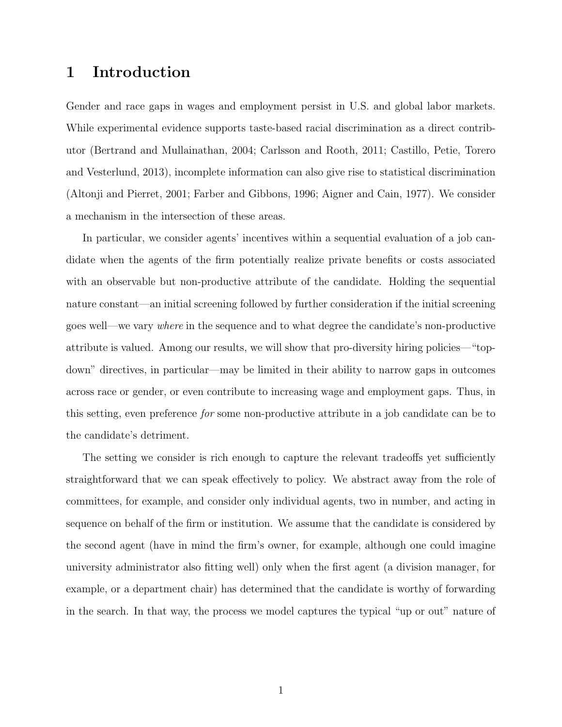# 1 Introduction

Gender and race gaps in wages and employment persist in U.S. and global labor markets. While experimental evidence supports taste-based racial discrimination as a direct contributor (Bertrand and Mullainathan, 2004; Carlsson and Rooth, 2011; Castillo, Petie, Torero and Vesterlund, 2013), incomplete information can also give rise to statistical discrimination (Altonji and Pierret, 2001; Farber and Gibbons, 1996; Aigner and Cain, 1977). We consider a mechanism in the intersection of these areas.

In particular, we consider agents' incentives within a sequential evaluation of a job candidate when the agents of the firm potentially realize private benefits or costs associated with an observable but non-productive attribute of the candidate. Holding the sequential nature constant—an initial screening followed by further consideration if the initial screening goes well—we vary *where* in the sequence and to what degree the candidate's non-productive attribute is valued. Among our results, we will show that pro-diversity hiring policies—"top-down" directives, in particular—may be limited in their ability to narrow gaps in outcomes across race or gender, or even contribute to increasing wage and employment gaps. Thus, in this setting, even preference *for* some non-productive attribute in a job candidate can be to the candidate's detriment.

The setting we consider is rich enough to capture the relevant tradeoffs yet sufficiently straightforward that we can speak effectively to policy. We abstract away from the role of committees, for example, and consider only individual agents, two in number, and acting in sequence on behalf of the firm or institution. We assume that the candidate is considered by the second agent (have in mind the firm's owner, for example, although one could imagine university administrator also fitting well) only when the first agent (a division manager, for example, or a department chair) has determined that the candidate is worthy of forwarding in the search. In that way, the process we model captures the typical "up or out" nature of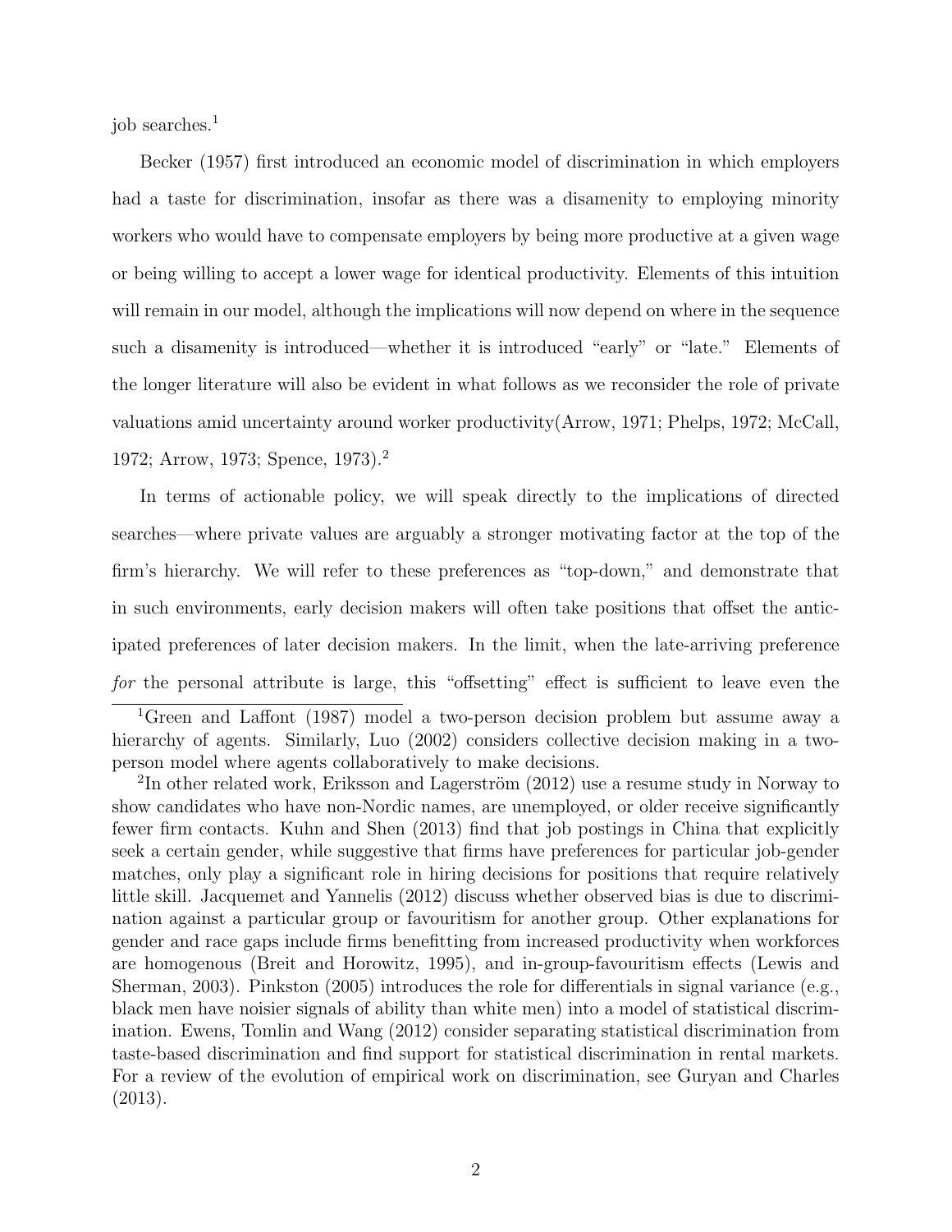job searches.[1]

Becker (1957) first introduced an economic model of discrimination in which employers had a taste for discrimination, insofar as there was a disamenity to employing minority workers who would have to compensate employers by being more productive at a given wage or being willing to accept a lower wage for identical productivity. Elements of this intuition will remain in our model, although the implications will now depend on where in the sequence such a disamenity is introduced—whether it is introduced "early" or "late." Elements of the longer literature will also be evident in what follows as we reconsider the role of private valuations amid uncertainty around worker productivity(Arrow, 1971; Phelps, 1972; McCall, 1972; Arrow, 1973; Spence, 1973).[2]

In terms of actionable policy, we will speak directly to the implications of directed searches—where private values are arguably a stronger motivating factor at the top of the firm's hierarchy. We will refer to these preferences as "top-down," and demonstrate that in such environments, early decision makers will often take positions that offset the anticipated preferences of later decision makers. In the limit, when the late-arriving preference *for* the personal attribute is large, this "offsetting" effect is sufficient to leave even the

[1] Green and Laffont (1987) model a two-person decision problem but assume away a hierarchy of agents. Similarly, Luo (2002) considers collective decision making in a two-person model where agents collaboratively to make decisions.

[2] In other related work, Eriksson and Lagerström (2012) use a resume study in Norway to show candidates who have non-Nordic names, are unemployed, or older receive significantly fewer firm contacts. Kuhn and Shen (2013) find that job postings in China that explicitly seek a certain gender, while suggestive that firms have preferences for particular job-gender matches, only play a significant role in hiring decisions for positions that require relatively little skill. Jacquemet and Yannelis (2012) discuss whether observed bias is due to discrimination against a particular group or favouritism for another group. Other explanations for gender and race gaps include firms benefitting from increased productivity when workforces are homogenous (Breit and Horowitz, 1995), and in-group-favouritism effects (Lewis and Sherman, 2003). Pinkston (2005) introduces the role for differentials in signal variance (e.g., black men have noisier signals of ability than white men) into a model of statistical discrimination. Ewens, Tomlin and Wang (2012) consider separating statistical discrimination from taste-based discrimination and find support for statistical discrimination in rental markets. For a review of the evolution of empirical work on discrimination, see Guryan and Charles (2013).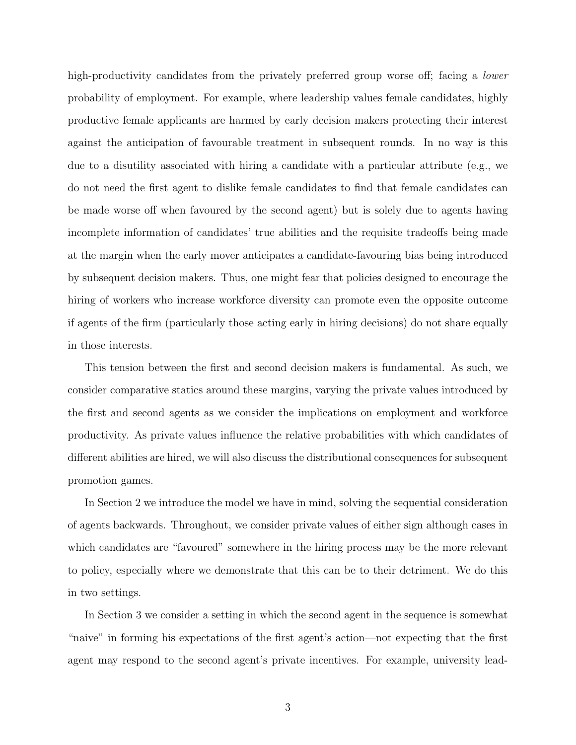high-productivity candidates from the privately preferred group worse off; facing a *lower* probability of employment. For example, where leadership values female candidates, highly productive female applicants are harmed by early decision makers protecting their interest against the anticipation of favourable treatment in subsequent rounds. In no way is this due to a disutility associated with hiring a candidate with a particular attribute (e.g., we do not need the first agent to dislike female candidates to find that female candidates can be made worse off when favoured by the second agent) but is solely due to agents having incomplete information of candidates' true abilities and the requisite tradeoffs being made at the margin when the early mover anticipates a candidate-favouring bias being introduced by subsequent decision makers. Thus, one might fear that policies designed to encourage the hiring of workers who increase workforce diversity can promote even the opposite outcome if agents of the firm (particularly those acting early in hiring decisions) do not share equally in those interests.

This tension between the first and second decision makers is fundamental. As such, we consider comparative statics around these margins, varying the private values introduced by the first and second agents as we consider the implications on employment and workforce productivity. As private values influence the relative probabilities with which candidates of different abilities are hired, we will also discuss the distributional consequences for subsequent promotion games.

In Section 2 we introduce the model we have in mind, solving the sequential consideration of agents backwards. Throughout, we consider private values of either sign although cases in which candidates are "favoured" somewhere in the hiring process may be the more relevant to policy, especially where we demonstrate that this can be to their detriment. We do this in two settings.

In Section 3 we consider a setting in which the second agent in the sequence is somewhat "naive" in forming his expectations of the first agent's action—not expecting that the first agent may respond to the second agent's private incentives. For example, university lead-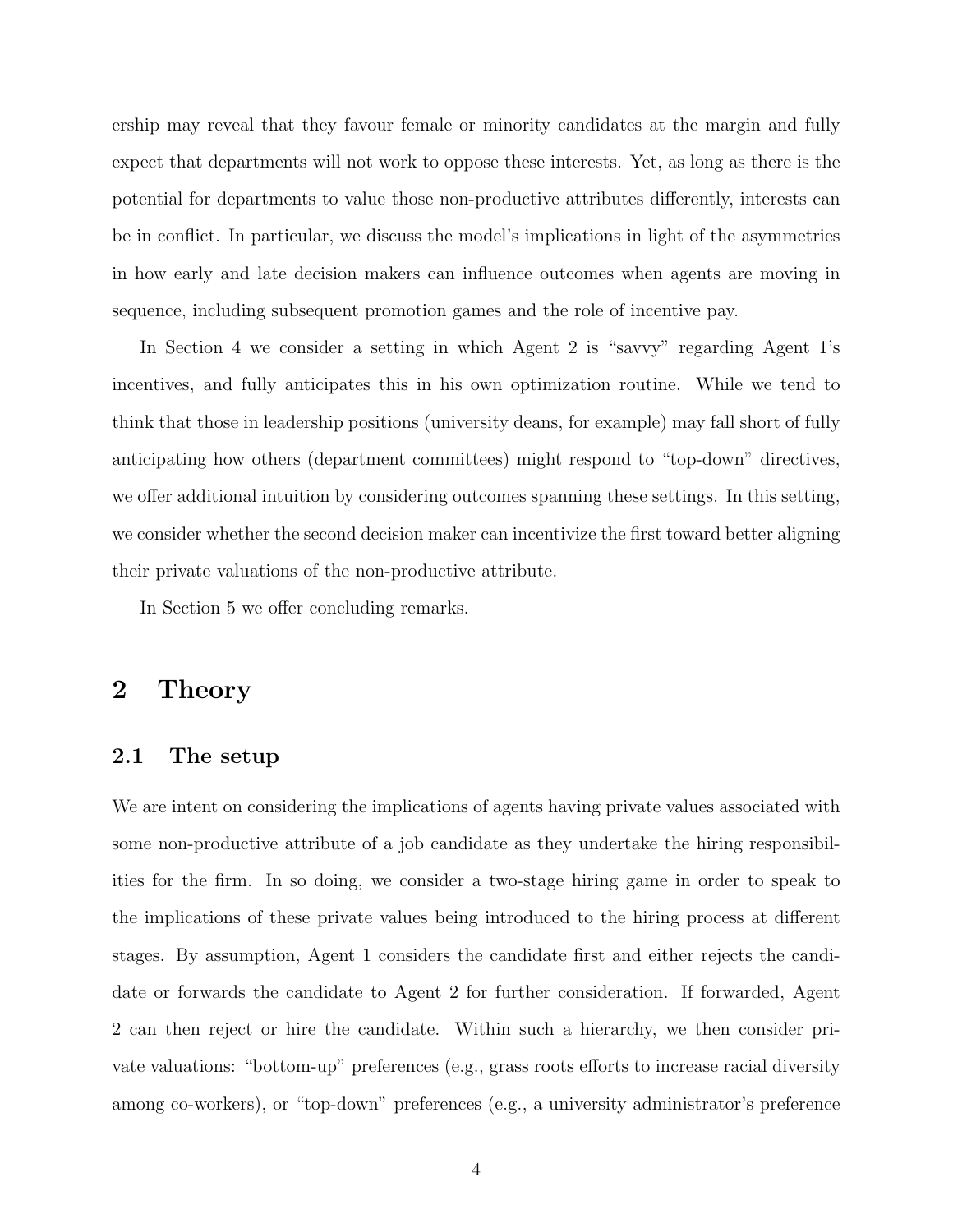ership may reveal that they favour female or minority candidates at the margin and fully expect that departments will not work to oppose these interests. Yet, as long as there is the potential for departments to value those non-productive attributes differently, interests can be in conflict. In particular, we discuss the model's implications in light of the asymmetries in how early and late decision makers can influence outcomes when agents are moving in sequence, including subsequent promotion games and the role of incentive pay.

In Section 4 we consider a setting in which Agent 2 is "savvy" regarding Agent 1's incentives, and fully anticipates this in his own optimization routine. While we tend to think that those in leadership positions (university deans, for example) may fall short of fully anticipating how others (department committees) might respond to "top-down" directives, we offer additional intuition by considering outcomes spanning these settings. In this setting, we consider whether the second decision maker can incentivize the first toward better aligning their private valuations of the non-productive attribute.

In Section 5 we offer concluding remarks.

# 2 Theory

## 2.1 The setup

We are intent on considering the implications of agents having private values associated with some non-productive attribute of a job candidate as they undertake the hiring responsibilities for the firm. In so doing, we consider a two-stage hiring game in order to speak to the implications of these private values being introduced to the hiring process at different stages. By assumption, Agent 1 considers the candidate first and either rejects the candidate or forwards the candidate to Agent 2 for further consideration. If forwarded, Agent 2 can then reject or hire the candidate. Within such a hierarchy, we then consider private valuations: "bottom-up" preferences (e.g., grass roots efforts to increase racial diversity among co-workers), or "top-down" preferences (e.g., a university administrator's preference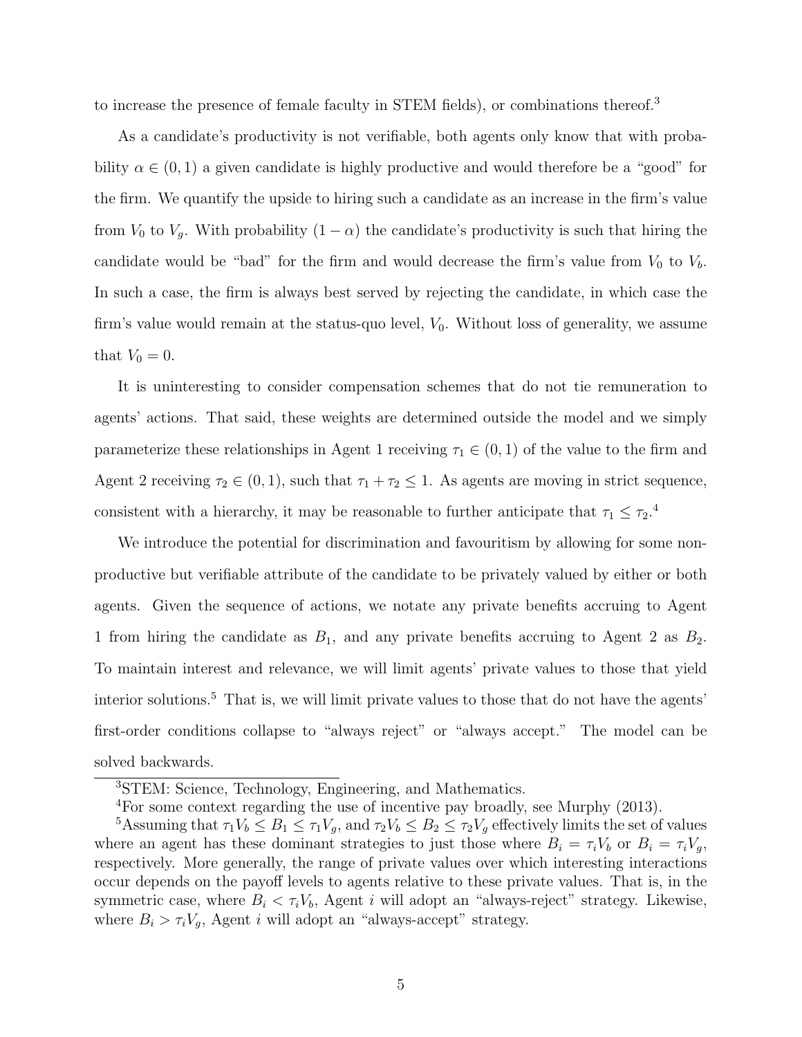to increase the presence of female faculty in STEM fields), or combinations thereof.[3]

As a candidate's productivity is not verifiable, both agents only know that with probability $\alpha \in (0, 1)$ a given candidate is highly productive and would therefore be a "good" for the firm. We quantify the upside to hiring such a candidate as an increase in the firm's value from $V_0$ to $V_g$. With probability $(1 - \alpha)$ the candidate's productivity is such that hiring the candidate would be "bad" for the firm and would decrease the firm's value from $V_0$ to $V_b$. In such a case, the firm is always best served by rejecting the candidate, in which case the firm's value would remain at the status-quo level, $V_0$. Without loss of generality, we assume that $V_0 = 0$.

It is uninteresting to consider compensation schemes that do not tie remuneration to agents' actions. That said, these weights are determined outside the model and we simply parameterize these relationships in Agent 1 receiving $\tau_1 \in (0, 1)$ of the value to the firm and Agent 2 receiving $\tau_2 \in (0, 1)$, such that $\tau_1 + \tau_2 \leq 1$. As agents are moving in strict sequence, consistent with a hierarchy, it may be reasonable to further anticipate that $\tau_1 \leq \tau_2$.[4]

We introduce the potential for discrimination and favouritism by allowing for some non-productive but verifiable attribute of the candidate to be privately valued by either or both agents. Given the sequence of actions, we notate any private benefits accruing to Agent 1 from hiring the candidate as $B_1$, and any private benefits accruing to Agent 2 as $B_2$. To maintain interest and relevance, we will limit agents' private values to those that yield interior solutions.[5] That is, we will limit private values to those that do not have the agents' first-order conditions collapse to "always reject" or "always accept." The model can be solved backwards.

[3] STEM: Science, Technology, Engineering, and Mathematics.

[4] For some context regarding the use of incentive pay broadly, see Murphy (2013).

[5] Assuming that $\tau_1 V_b \leq B_1 \leq \tau_1 V_g$, and $\tau_2 V_b \leq B_2 \leq \tau_2 V_g$ effectively limits the set of values where an agent has these dominant strategies to just those where $B_i = \tau_i V_b$ or $B_i = \tau_i V_g$, respectively. More generally, the range of private values over which interesting interactions occur depends on the payoff levels to agents relative to these private values. That is, in the symmetric case, where $B_i < \tau_i V_b$, Agent $i$ will adopt an "always-reject" strategy. Likewise, where $B_i > \tau_i V_g$, Agent $i$ will adopt an "always-accept" strategy.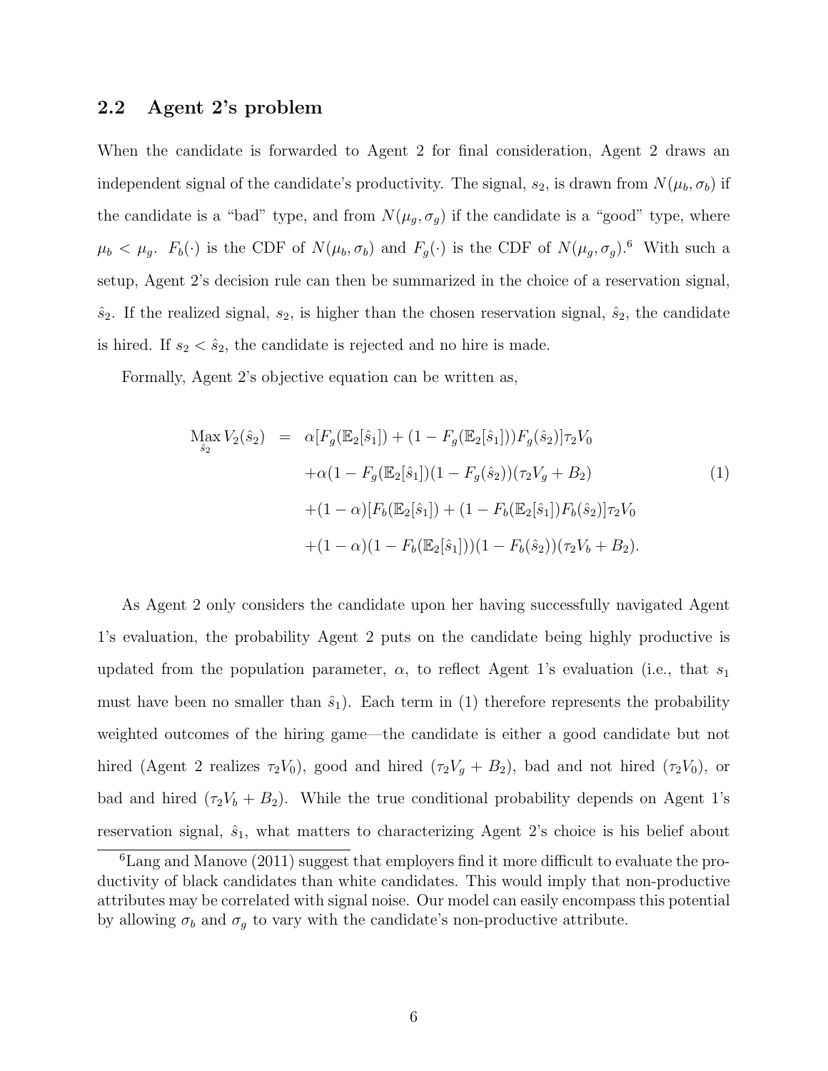## 2.2 Agent 2's problem

When the candidate is forwarded to Agent 2 for final consideration, Agent 2 draws an independent signal of the candidate's productivity. The signal, $s_2$, is drawn from $N(\mu_b, \sigma_b)$ if the candidate is a "bad" type, and from $N(\mu_g, \sigma_g)$ if the candidate is a "good" type, where $\mu_b < \mu_g$. $F_b(\cdot)$ is the CDF of $N(\mu_b, \sigma_b)$ and $F_g(\cdot)$ is the CDF of $N(\mu_g, \sigma_g)$.[6] With such a setup, Agent 2's decision rule can then be summarized in the choice of a reservation signal, $\hat{s}_2$. If the realized signal, $s_2$, is higher than the chosen reservation signal, $\hat{s}_2$, the candidate is hired. If $s_2 < \hat{s}_2$, the candidate is rejected and no hire is made.

Formally, Agent 2's objective equation can be written as,

$$
\begin{aligned}
\underset{\hat{s}_2}{\text{Max}}\, V_2(\hat{s}_2) \;=\;& \alpha[F_g(\mathbb{E}_2[\hat{s}_1]) + (1 - F_g(\mathbb{E}_2[\hat{s}_1]))F_g(\hat{s}_2)]\tau_2 V_0 \\
&+ \alpha(1 - F_g(\mathbb{E}_2[\hat{s}_1])(1 - F_g(\hat{s}_2))(\tau_2 V_g + B_2) \\
&+ (1 - \alpha)[F_b(\mathbb{E}_2[\hat{s}_1]) + (1 - F_b(\mathbb{E}_2[\hat{s}_1])F_b(\hat{s}_2)]\tau_2 V_0 \\
&+ (1 - \alpha)(1 - F_b(\mathbb{E}_2[\hat{s}_1]))(1 - F_b(\hat{s}_2))(\tau_2 V_b + B_2).
\end{aligned} \tag{1}
$$

As Agent 2 only considers the candidate upon her having successfully navigated Agent 1's evaluation, the probability Agent 2 puts on the candidate being highly productive is updated from the population parameter, $\alpha$, to reflect Agent 1's evaluation (i.e., that $s_1$ must have been no smaller than $\hat{s}_1$). Each term in (1) therefore represents the probability weighted outcomes of the hiring game—the candidate is either a good candidate but not hired (Agent 2 realizes $\tau_2 V_0$), good and hired ($\tau_2 V_g + B_2$), bad and not hired ($\tau_2 V_0$), or bad and hired ($\tau_2 V_b + B_2$). While the true conditional probability depends on Agent 1's reservation signal, $\hat{s}_1$, what matters to characterizing Agent 2's choice is his belief about

[6] Lang and Manove (2011) suggest that employers find it more difficult to evaluate the productivity of black candidates than white candidates. This would imply that non-productive attributes may be correlated with signal noise. Our model can easily encompass this potential by allowing $\sigma_b$ and $\sigma_g$ to vary with the candidate's non-productive attribute.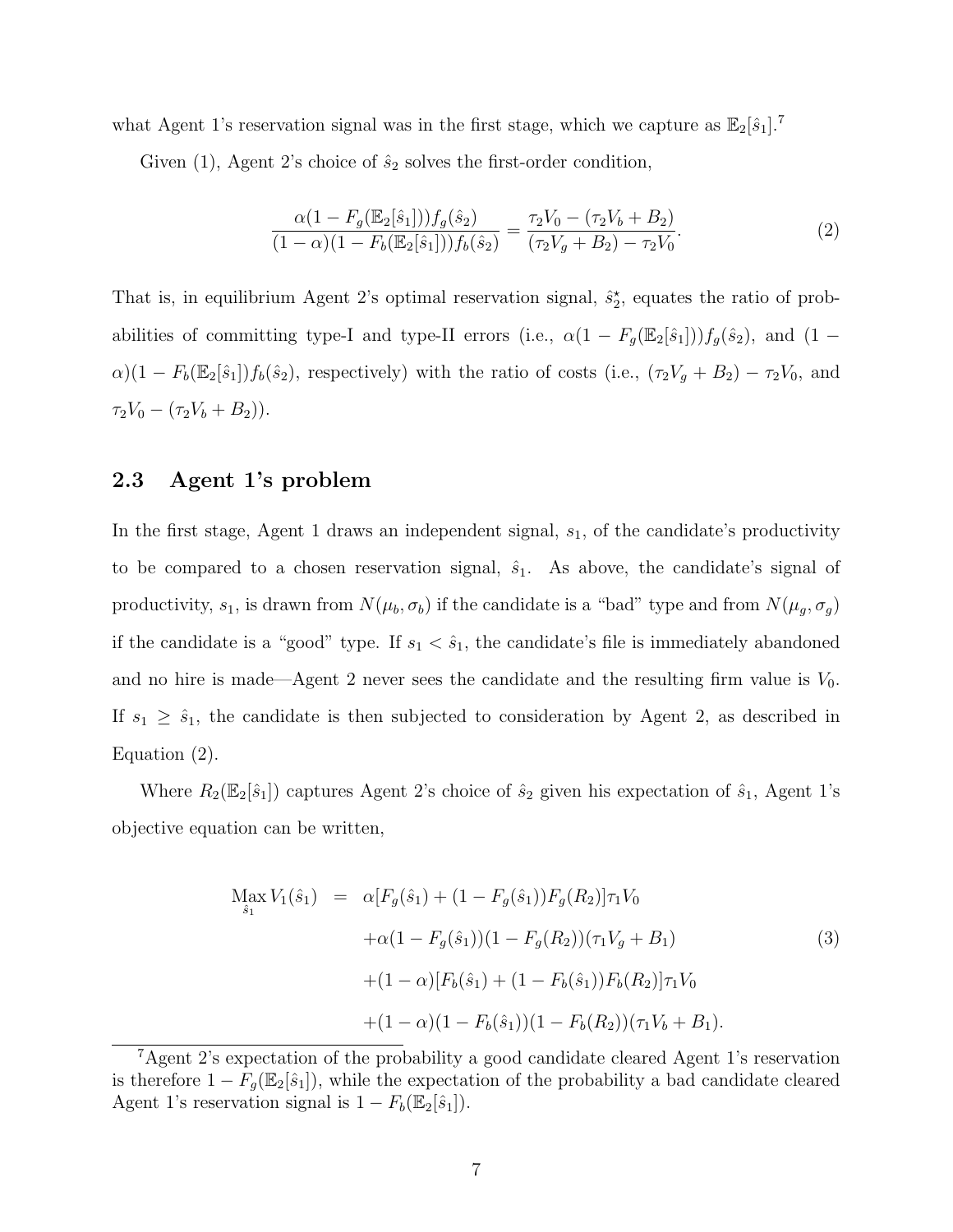what Agent 1's reservation signal was in the first stage, which we capture as $\mathbb{E}_2[\hat{s}_1]$.[7]

Given (1), Agent 2's choice of $\hat{s}_2$ solves the first-order condition,

$$\frac{\alpha(1 - F_g(\mathbb{E}_2[\hat{s}_1]))f_g(\hat{s}_2)}{(1-\alpha)(1 - F_b(\mathbb{E}_2[\hat{s}_1]))f_b(\hat{s}_2)} = \frac{\tau_2 V_0 - (\tau_2 V_b + B_2)}{(\tau_2 V_g + B_2) - \tau_2 V_0}. \tag{2}$$

That is, in equilibrium Agent 2's optimal reservation signal, $\hat{s}_2^{\star}$, equates the ratio of probabilities of committing type-I and type-II errors (i.e., $\alpha(1 - F_g(\mathbb{E}_2[\hat{s}_1]))f_g(\hat{s}_2)$, and $(1 - \alpha)(1 - F_b(\mathbb{E}_2[\hat{s}_1])f_b(\hat{s}_2)$, respectively) with the ratio of costs (i.e., $(\tau_2 V_g + B_2) - \tau_2 V_0$, and $\tau_2 V_0 - (\tau_2 V_b + B_2)$).

## 2.3 Agent 1's problem

In the first stage, Agent 1 draws an independent signal, $s_1$, of the candidate's productivity to be compared to a chosen reservation signal, $\hat{s}_1$. As above, the candidate's signal of productivity, $s_1$, is drawn from $N(\mu_b, \sigma_b)$ if the candidate is a "bad" type and from $N(\mu_g, \sigma_g)$ if the candidate is a "good" type. If $s_1 < \hat{s}_1$, the candidate's file is immediately abandoned and no hire is made—Agent 2 never sees the candidate and the resulting firm value is $V_0$. If $s_1 \geq \hat{s}_1$, the candidate is then subjected to consideration by Agent 2, as described in Equation (2).

Where $R_2(\mathbb{E}_2[\hat{s}_1])$ captures Agent 2's choice of $\hat{s}_2$ given his expectation of $\hat{s}_1$, Agent 1's objective equation can be written,

$$\begin{aligned}
\underset{\hat{s}_1}{\text{Max}}\, V_1(\hat{s}_1) \;=\;& \alpha[F_g(\hat{s}_1) + (1 - F_g(\hat{s}_1))F_g(R_2)]\tau_1 V_0 \\
&+ \alpha(1 - F_g(\hat{s}_1))(1 - F_g(R_2))(\tau_1 V_g + B_1) \\
&+ (1-\alpha)[F_b(\hat{s}_1) + (1 - F_b(\hat{s}_1))F_b(R_2)]\tau_1 V_0 \\
&+ (1-\alpha)(1 - F_b(\hat{s}_1))(1 - F_b(R_2))(\tau_1 V_b + B_1).
\end{aligned} \tag{3}$$

[7] Agent 2's expectation of the probability a good candidate cleared Agent 1's reservation is therefore $1 - F_g(\mathbb{E}_2[\hat{s}_1])$, while the expectation of the probability a bad candidate cleared Agent 1's reservation signal is $1 - F_b(\mathbb{E}_2[\hat{s}_1])$.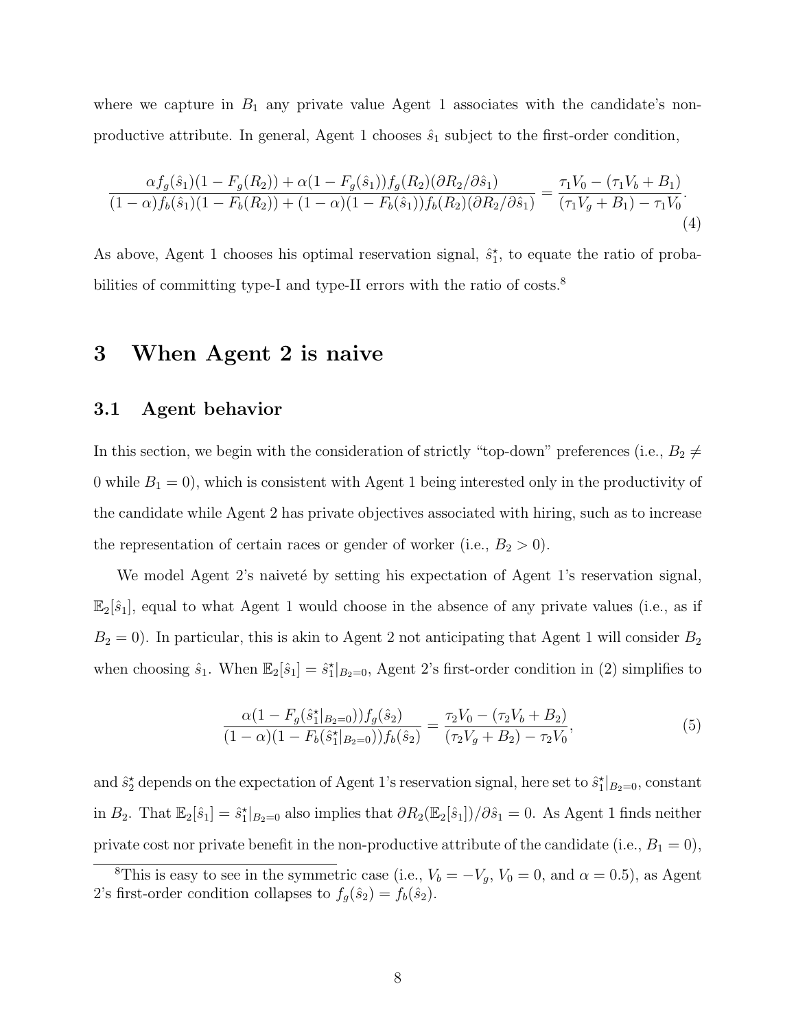where we capture in $B_1$ any private value Agent 1 associates with the candidate's non-productive attribute. In general, Agent 1 chooses $\hat{s}_1$ subject to the first-order condition,

$$\frac{\alpha f_g(\hat{s}_1)(1 - F_g(R_2)) + \alpha(1 - F_g(\hat{s}_1))f_g(R_2)(\partial R_2/\partial \hat{s}_1)}{(1-\alpha) f_b(\hat{s}_1)(1 - F_b(R_2)) + (1-\alpha)(1 - F_b(\hat{s}_1))f_b(R_2)(\partial R_2/\partial \hat{s}_1)} = \frac{\tau_1 V_0 - (\tau_1 V_b + B_1)}{(\tau_1 V_g + B_1) - \tau_1 V_0}. \tag{4}$$

As above, Agent 1 chooses his optimal reservation signal, $\hat{s}_1^\star$, to equate the ratio of probabilities of committing type-I and type-II errors with the ratio of costs.[8]

# 3 When Agent 2 is naive

## 3.1 Agent behavior

In this section, we begin with the consideration of strictly "top-down" preferences (i.e., $B_2 \neq 0$ while $B_1 = 0$), which is consistent with Agent 1 being interested only in the productivity of the candidate while Agent 2 has private objectives associated with hiring, such as to increase the representation of certain races or gender of worker (i.e., $B_2 > 0$).

We model Agent 2's naiveté by setting his expectation of Agent 1's reservation signal, $\mathbb{E}_2[\hat{s}_1]$, equal to what Agent 1 would choose in the absence of any private values (i.e., as if $B_2 = 0$). In particular, this is akin to Agent 2 not anticipating that Agent 1 will consider $B_2$ when choosing $\hat{s}_1$. When $\mathbb{E}_2[\hat{s}_1] = \hat{s}_1^\star|_{B_2=0}$, Agent 2's first-order condition in (2) simplifies to

$$\frac{\alpha(1 - F_g(\hat{s}_1^\star|_{B_2=0}))f_g(\hat{s}_2)}{(1-\alpha)(1 - F_b(\hat{s}_1^\star|_{B_2=0}))f_b(\hat{s}_2)} = \frac{\tau_2 V_0 - (\tau_2 V_b + B_2)}{(\tau_2 V_g + B_2) - \tau_2 V_0}, \tag{5}$$

and $\hat{s}_2^\star$ depends on the expectation of Agent 1's reservation signal, here set to $\hat{s}_1^\star|_{B_2=0}$, constant in $B_2$. That $\mathbb{E}_2[\hat{s}_1] = \hat{s}_1^\star|_{B_2=0}$ also implies that $\partial R_2(\mathbb{E}_2[\hat{s}_1])/\partial \hat{s}_1 = 0$. As Agent 1 finds neither private cost nor private benefit in the non-productive attribute of the candidate (i.e., $B_1 = 0$),

[8] This is easy to see in the symmetric case (i.e., $V_b = -V_g$, $V_0 = 0$, and $\alpha = 0.5$), as Agent 2's first-order condition collapses to $f_g(\hat{s}_2) = f_b(\hat{s}_2)$.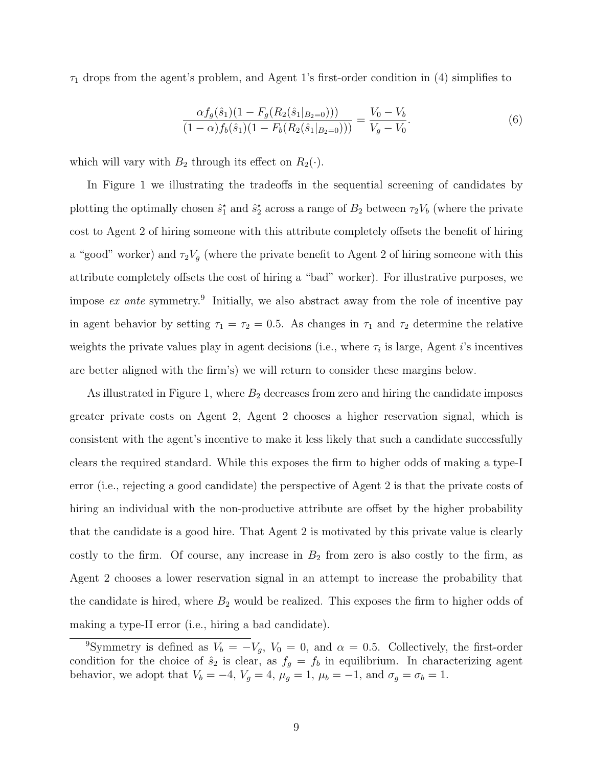$\tau_1$ drops from the agent's problem, and Agent 1's first-order condition in (4) simplifies to

$$\frac{\alpha f_g(\hat{s}_1)(1 - F_g(R_2(\hat{s}_1|_{B_2=0})))}{(1-\alpha) f_b(\hat{s}_1)(1 - F_b(R_2(\hat{s}_1|_{B_2=0})))} = \frac{V_0 - V_b}{V_g - V_0}. \tag{6}$$

which will vary with $B_2$ through its effect on $R_2(\cdot)$.

In Figure 1 we illustrating the tradeoffs in the sequential screening of candidates by plotting the optimally chosen $\hat{s}_1^\star$ and $\hat{s}_2^\star$ across a range of $B_2$ between $\tau_2 V_b$ (where the private cost to Agent 2 of hiring someone with this attribute completely offsets the benefit of hiring a "good" worker) and $\tau_2 V_g$ (where the private benefit to Agent 2 of hiring someone with this attribute completely offsets the cost of hiring a "bad" worker). For illustrative purposes, we impose *ex ante* symmetry.[9] Initially, we also abstract away from the role of incentive pay in agent behavior by setting $\tau_1 = \tau_2 = 0.5$. As changes in $\tau_1$ and $\tau_2$ determine the relative weights the private values play in agent decisions (i.e., where $\tau_i$ is large, Agent $i$'s incentives are better aligned with the firm's) we will return to consider these margins below.

As illustrated in Figure 1, where $B_2$ decreases from zero and hiring the candidate imposes greater private costs on Agent 2, Agent 2 chooses a higher reservation signal, which is consistent with the agent's incentive to make it less likely that such a candidate successfully clears the required standard. While this exposes the firm to higher odds of making a type-I error (i.e., rejecting a good candidate) the perspective of Agent 2 is that the private costs of hiring an individual with the non-productive attribute are offset by the higher probability that the candidate is a good hire. That Agent 2 is motivated by this private value is clearly costly to the firm. Of course, any increase in $B_2$ from zero is also costly to the firm, as Agent 2 chooses a lower reservation signal in an attempt to increase the probability that the candidate is hired, where $B_2$ would be realized. This exposes the firm to higher odds of making a type-II error (i.e., hiring a bad candidate).

[9] Symmetry is defined as $V_b = -V_g$, $V_0 = 0$, and $\alpha = 0.5$. Collectively, the first-order condition for the choice of $\hat{s}_2$ is clear, as $f_g = f_b$ in equilibrium. In characterizing agent behavior, we adopt that $V_b = -4$, $V_g = 4$, $\mu_g = 1$, $\mu_b = -1$, and $\sigma_g = \sigma_b = 1$.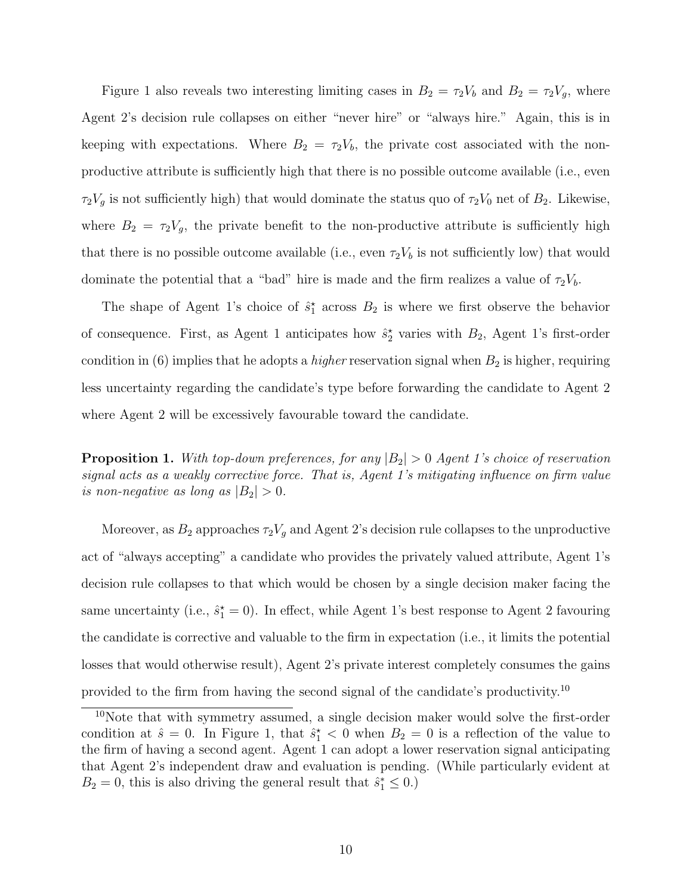Figure 1 also reveals two interesting limiting cases in $B_2 = \tau_2 V_b$ and $B_2 = \tau_2 V_g$, where Agent 2's decision rule collapses on either "never hire" or "always hire." Again, this is in keeping with expectations. Where $B_2 = \tau_2 V_b$, the private cost associated with the non-productive attribute is sufficiently high that there is no possible outcome available (i.e., even $\tau_2 V_g$ is not sufficiently high) that would dominate the status quo of $\tau_2 V_0$ net of $B_2$. Likewise, where $B_2 = \tau_2 V_g$, the private benefit to the non-productive attribute is sufficiently high that there is no possible outcome available (i.e., even $\tau_2 V_b$ is not sufficiently low) that would dominate the potential that a "bad" hire is made and the firm realizes a value of $\tau_2 V_b$.

The shape of Agent 1's choice of $\hat{s}_1^\star$ across $B_2$ is where we first observe the behavior of consequence. First, as Agent 1 anticipates how $\hat{s}_2^\star$ varies with $B_2$, Agent 1's first-order condition in (6) implies that he adopts a *higher* reservation signal when $B_2$ is higher, requiring less uncertainty regarding the candidate's type before forwarding the candidate to Agent 2 where Agent 2 will be excessively favourable toward the candidate.

**Proposition 1.** *With top-down preferences, for any $|B_2| > 0$ Agent 1's choice of reservation signal acts as a weakly corrective force. That is, Agent 1's mitigating influence on firm value is non-negative as long as $|B_2| > 0$.*

Moreover, as $B_2$ approaches $\tau_2 V_g$ and Agent 2's decision rule collapses to the unproductive act of "always accepting" a candidate who provides the privately valued attribute, Agent 1's decision rule collapses to that which would be chosen by a single decision maker facing the same uncertainty (i.e., $\hat{s}_1^\star = 0$). In effect, while Agent 1's best response to Agent 2 favouring the candidate is corrective and valuable to the firm in expectation (i.e., it limits the potential losses that would otherwise result), Agent 2's private interest completely consumes the gains provided to the firm from having the second signal of the candidate's productivity.[10]

[10] Note that with symmetry assumed, a single decision maker would solve the first-order condition at $\hat{s} = 0$. In Figure 1, that $\hat{s}_1^\star < 0$ when $B_2 = 0$ is a reflection of the value to the firm of having a second agent. Agent 1 can adopt a lower reservation signal anticipating that Agent 2's independent draw and evaluation is pending. (While particularly evident at $B_2 = 0$, this is also driving the general result that $\hat{s}_1^* \leq 0$.)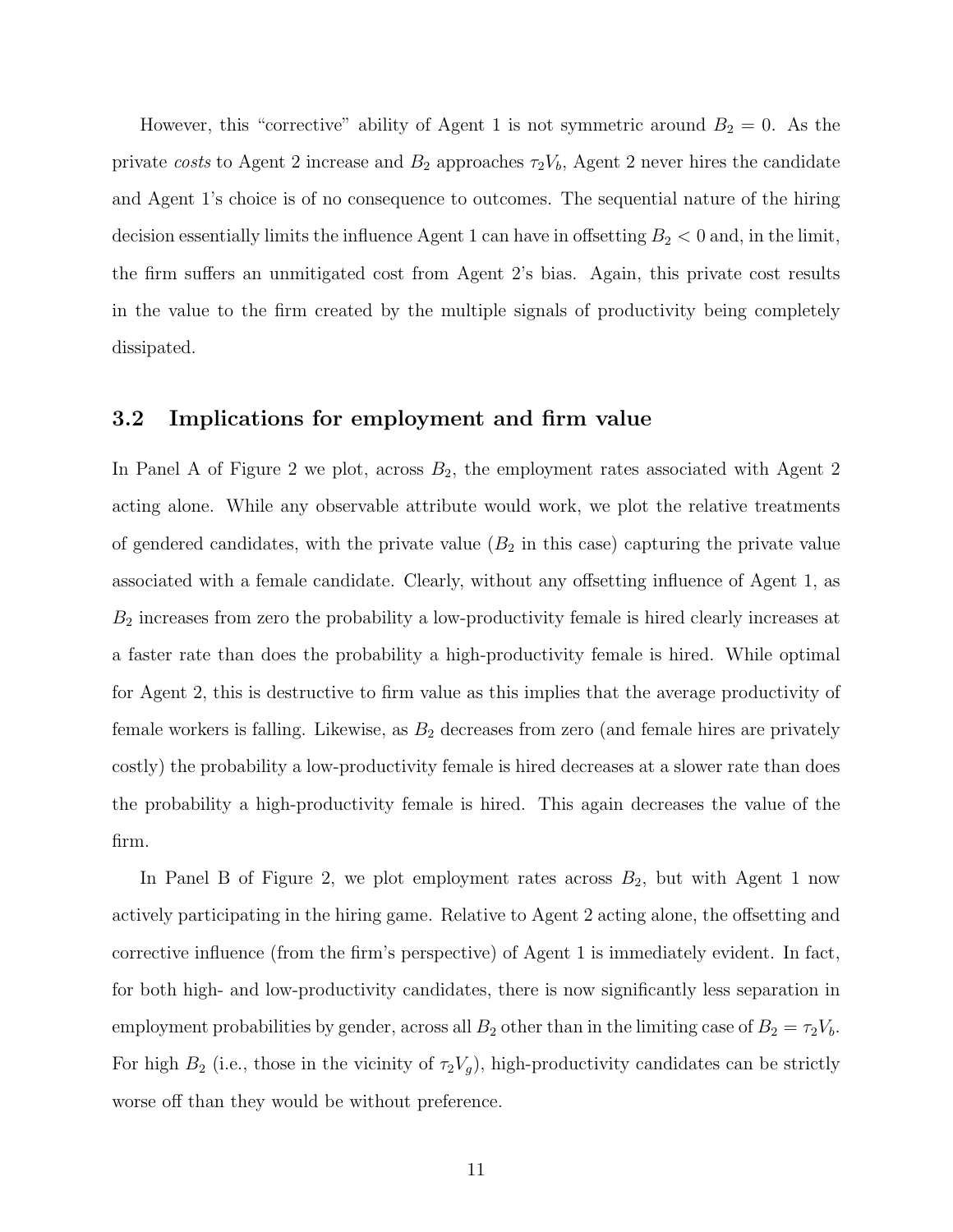However, this "corrective" ability of Agent 1 is not symmetric around $B_2 = 0$. As the private *costs* to Agent 2 increase and $B_2$ approaches $\tau_2 V_b$, Agent 2 never hires the candidate and Agent 1's choice is of no consequence to outcomes. The sequential nature of the hiring decision essentially limits the influence Agent 1 can have in offsetting $B_2 < 0$ and, in the limit, the firm suffers an unmitigated cost from Agent 2's bias. Again, this private cost results in the value to the firm created by the multiple signals of productivity being completely dissipated.

### 3.2 Implications for employment and firm value

In Panel A of Figure 2 we plot, across $B_2$, the employment rates associated with Agent 2 acting alone. While any observable attribute would work, we plot the relative treatments of gendered candidates, with the private value ($B_2$ in this case) capturing the private value associated with a female candidate. Clearly, without any offsetting influence of Agent 1, as $B_2$ increases from zero the probability a low-productivity female is hired clearly increases at a faster rate than does the probability a high-productivity female is hired. While optimal for Agent 2, this is destructive to firm value as this implies that the average productivity of female workers is falling. Likewise, as $B_2$ decreases from zero (and female hires are privately costly) the probability a low-productivity female is hired decreases at a slower rate than does the probability a high-productivity female is hired. This again decreases the value of the firm.

In Panel B of Figure 2, we plot employment rates across $B_2$, but with Agent 1 now actively participating in the hiring game. Relative to Agent 2 acting alone, the offsetting and corrective influence (from the firm's perspective) of Agent 1 is immediately evident. In fact, for both high- and low-productivity candidates, there is now significantly less separation in employment probabilities by gender, across all $B_2$ other than in the limiting case of $B_2 = \tau_2 V_b$. For high $B_2$ (i.e., those in the vicinity of $\tau_2 V_g$), high-productivity candidates can be strictly worse off than they would be without preference.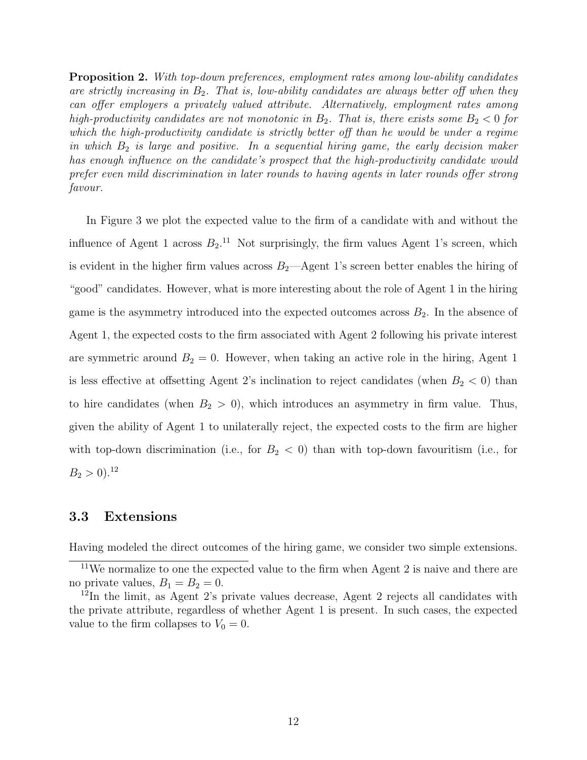**Proposition 2.** *With top-down preferences, employment rates among low-ability candidates are strictly increasing in $B_2$. That is, low-ability candidates are always better off when they can offer employers a privately valued attribute. Alternatively, employment rates among high-productivity candidates are not monotonic in $B_2$. That is, there exists some $B_2 < 0$ for which the high-productivity candidate is strictly better off than he would be under a regime in which $B_2$ is large and positive. In a sequential hiring game, the early decision maker has enough influence on the candidate's prospect that the high-productivity candidate would prefer even mild discrimination in later rounds to having agents in later rounds offer strong favour.*

In Figure 3 we plot the expected value to the firm of a candidate with and without the influence of Agent 1 across $B_2$.[11] Not surprisingly, the firm values Agent 1's screen, which is evident in the higher firm values across $B_2$—Agent 1's screen better enables the hiring of "good" candidates. However, what is more interesting about the role of Agent 1 in the hiring game is the asymmetry introduced into the expected outcomes across $B_2$. In the absence of Agent 1, the expected costs to the firm associated with Agent 2 following his private interest are symmetric around $B_2 = 0$. However, when taking an active role in the hiring, Agent 1 is less effective at offsetting Agent 2's inclination to reject candidates (when $B_2 < 0$) than to hire candidates (when $B_2 > 0$), which introduces an asymmetry in firm value. Thus, given the ability of Agent 1 to unilaterally reject, the expected costs to the firm are higher with top-down discrimination (i.e., for $B_2 < 0$) than with top-down favouritism (i.e., for $B_2 > 0$).[12]

## 3.3 Extensions

Having modeled the direct outcomes of the hiring game, we consider two simple extensions.

[11] We normalize to one the expected value to the firm when Agent 2 is naive and there are no private values, $B_1 = B_2 = 0$.

[12] In the limit, as Agent 2's private values decrease, Agent 2 rejects all candidates with the private attribute, regardless of whether Agent 1 is present. In such cases, the expected value to the firm collapses to $V_0 = 0$.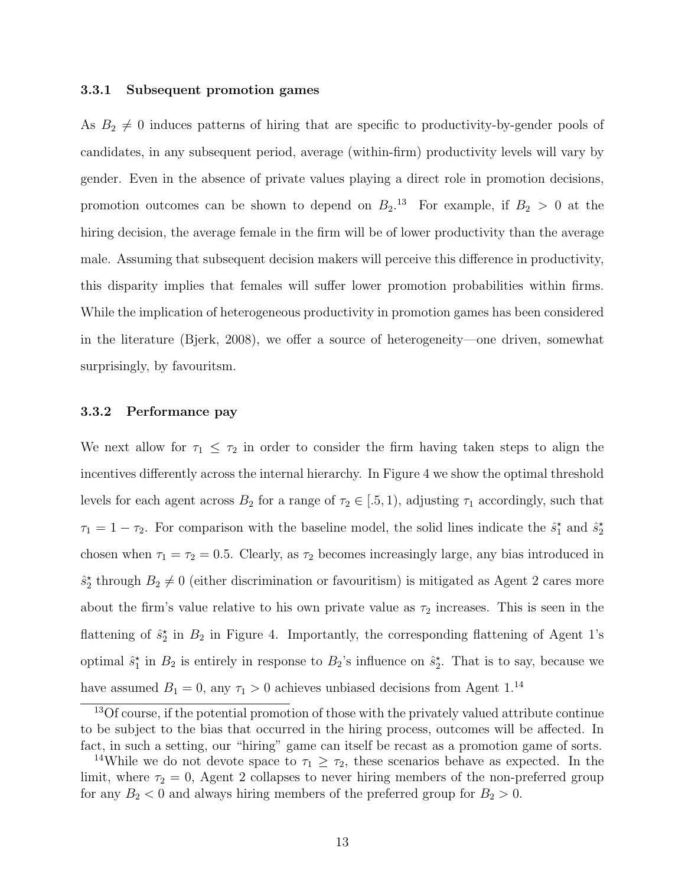### 3.3.1 Subsequent promotion games

As $B_2 \neq 0$ induces patterns of hiring that are specific to productivity-by-gender pools of candidates, in any subsequent period, average (within-firm) productivity levels will vary by gender. Even in the absence of private values playing a direct role in promotion decisions, promotion outcomes can be shown to depend on $B_2$.[13] For example, if $B_2 > 0$ at the hiring decision, the average female in the firm will be of lower productivity than the average male. Assuming that subsequent decision makers will perceive this difference in productivity, this disparity implies that females will suffer lower promotion probabilities within firms. While the implication of heterogeneous productivity in promotion games has been considered in the literature (Bjerk, 2008), we offer a source of heterogeneity—one driven, somewhat surprisingly, by favouritsm.

### 3.3.2 Performance pay

We next allow for $\tau_1 \leq \tau_2$ in order to consider the firm having taken steps to align the incentives differently across the internal hierarchy. In Figure 4 we show the optimal threshold levels for each agent across $B_2$ for a range of $\tau_2 \in [.5, 1)$, adjusting $\tau_1$ accordingly, such that $\tau_1 = 1 - \tau_2$. For comparison with the baseline model, the solid lines indicate the $\hat{s}_1^\star$ and $\hat{s}_2^\star$ chosen when $\tau_1 = \tau_2 = 0.5$. Clearly, as $\tau_2$ becomes increasingly large, any bias introduced in $\hat{s}_2^\star$ through $B_2 \neq 0$ (either discrimination or favouritism) is mitigated as Agent 2 cares more about the firm's value relative to his own private value as $\tau_2$ increases. This is seen in the flattening of $\hat{s}_2^\star$ in $B_2$ in Figure 4. Importantly, the corresponding flattening of Agent 1's optimal $\hat{s}_1^\star$ in $B_2$ is entirely in response to $B_2$'s influence on $\hat{s}_2^\star$. That is to say, because we have assumed $B_1 = 0$, any $\tau_1 > 0$ achieves unbiased decisions from Agent 1.[14]

[13] Of course, if the potential promotion of those with the privately valued attribute continue to be subject to the bias that occurred in the hiring process, outcomes will be affected. In fact, in such a setting, our "hiring" game can itself be recast as a promotion game of sorts.

[14] While we do not devote space to $\tau_1 \geq \tau_2$, these scenarios behave as expected. In the limit, where $\tau_2 = 0$, Agent 2 collapses to never hiring members of the non-preferred group for any $B_2 < 0$ and always hiring members of the preferred group for $B_2 > 0$.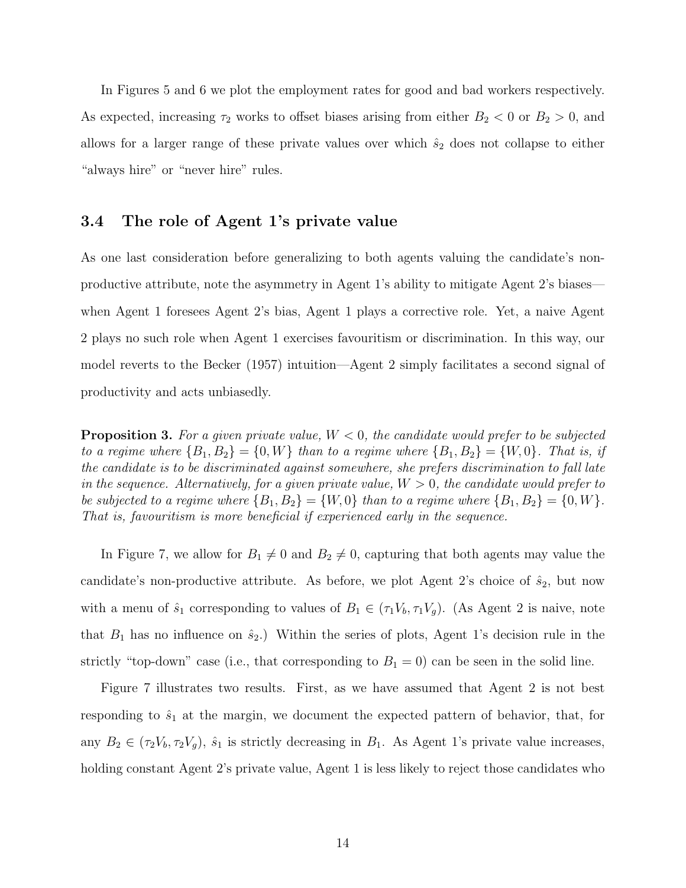In Figures 5 and 6 we plot the employment rates for good and bad workers respectively. As expected, increasing $\tau_2$ works to offset biases arising from either $B_2 < 0$ or $B_2 > 0$, and allows for a larger range of these private values over which $\hat{s}_2$ does not collapse to either "always hire" or "never hire" rules.

### 3.4 The role of Agent 1's private value

As one last consideration before generalizing to both agents valuing the candidate's non-productive attribute, note the asymmetry in Agent 1's ability to mitigate Agent 2's biases—when Agent 1 foresees Agent 2's bias, Agent 1 plays a corrective role. Yet, a naive Agent 2 plays no such role when Agent 1 exercises favouritism or discrimination. In this way, our model reverts to the Becker (1957) intuition—Agent 2 simply facilitates a second signal of productivity and acts unbiasedly.

**Proposition 3.** *For a given private value, $W < 0$, the candidate would prefer to be subjected to a regime where $\{B_1, B_2\} = \{0, W\}$ than to a regime where $\{B_1, B_2\} = \{W, 0\}$. That is, if the candidate is to be discriminated against somewhere, she prefers discrimination to fall late in the sequence. Alternatively, for a given private value, $W > 0$, the candidate would prefer to be subjected to a regime where $\{B_1, B_2\} = \{W, 0\}$ than to a regime where $\{B_1, B_2\} = \{0, W\}$. That is, favouritism is more beneficial if experienced early in the sequence.*

In Figure 7, we allow for $B_1 \neq 0$ and $B_2 \neq 0$, capturing that both agents may value the candidate's non-productive attribute. As before, we plot Agent 2's choice of $\hat{s}_2$, but now with a menu of $\hat{s}_1$ corresponding to values of $B_1 \in (\tau_1 V_b, \tau_1 V_g)$. (As Agent 2 is naive, note that $B_1$ has no influence on $\hat{s}_2$.) Within the series of plots, Agent 1's decision rule in the strictly "top-down" case (i.e., that corresponding to $B_1 = 0$) can be seen in the solid line.

Figure 7 illustrates two results. First, as we have assumed that Agent 2 is not best responding to $\hat{s}_1$ at the margin, we document the expected pattern of behavior, that, for any $B_2 \in (\tau_2 V_b, \tau_2 V_g)$, $\hat{s}_1$ is strictly decreasing in $B_1$. As Agent 1's private value increases, holding constant Agent 2's private value, Agent 1 is less likely to reject those candidates who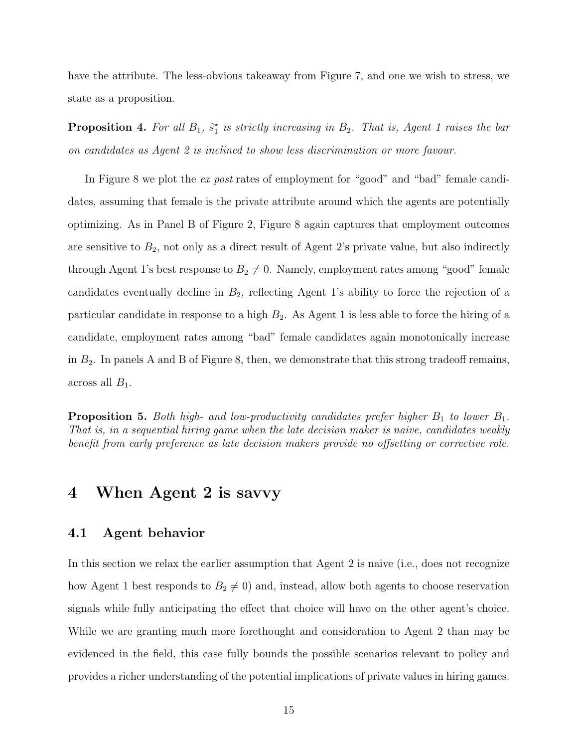have the attribute. The less-obvious takeaway from Figure 7, and one we wish to stress, we state as a proposition.

**Proposition 4.** *For all $B_1$, $\hat{s}_1^\star$ is strictly increasing in $B_2$. That is, Agent 1 raises the bar on candidates as Agent 2 is inclined to show less discrimination or more favour.*

In Figure 8 we plot the *ex post* rates of employment for "good" and "bad" female candidates, assuming that female is the private attribute around which the agents are potentially optimizing. As in Panel B of Figure 2, Figure 8 again captures that employment outcomes are sensitive to $B_2$, not only as a direct result of Agent 2's private value, but also indirectly through Agent 1's best response to $B_2 \neq 0$. Namely, employment rates among "good" female candidates eventually decline in $B_2$, reflecting Agent 1's ability to force the rejection of a particular candidate in response to a high $B_2$. As Agent 1 is less able to force the hiring of a candidate, employment rates among "bad" female candidates again monotonically increase in $B_2$. In panels A and B of Figure 8, then, we demonstrate that this strong tradeoff remains, across all $B_1$.

**Proposition 5.** *Both high- and low-productivity candidates prefer higher $B_1$ to lower $B_1$. That is, in a sequential hiring game when the late decision maker is naive, candidates weakly benefit from early preference as late decision makers provide no offsetting or corrective role.*

# 4 When Agent 2 is savvy

## 4.1 Agent behavior

In this section we relax the earlier assumption that Agent 2 is naive (i.e., does not recognize how Agent 1 best responds to $B_2 \neq 0$) and, instead, allow both agents to choose reservation signals while fully anticipating the effect that choice will have on the other agent's choice. While we are granting much more forethought and consideration to Agent 2 than may be evidenced in the field, this case fully bounds the possible scenarios relevant to policy and provides a richer understanding of the potential implications of private values in hiring games.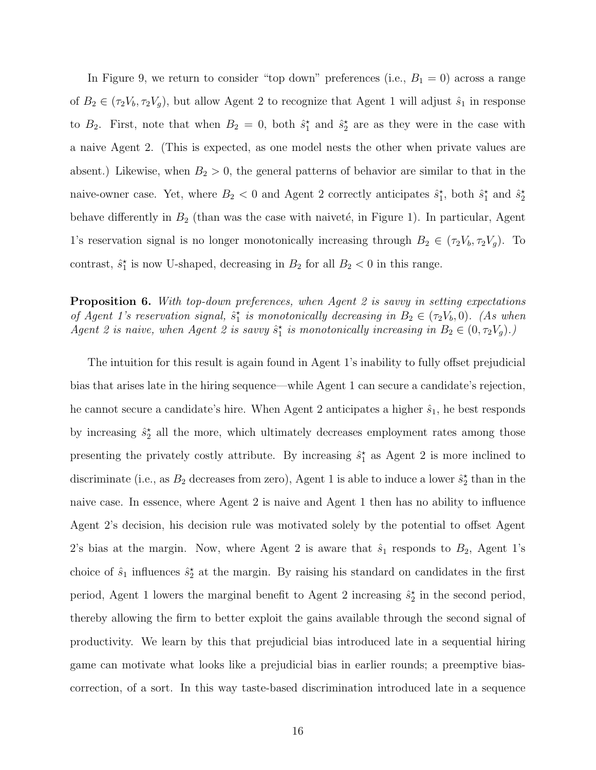In Figure 9, we return to consider "top down" preferences (i.e., $B_1 = 0$) across a range of $B_2 \in (\tau_2 V_b, \tau_2 V_g)$, but allow Agent 2 to recognize that Agent 1 will adjust $\hat{s}_1$ in response to $B_2$. First, note that when $B_2 = 0$, both $\hat{s}_1^\star$ and $\hat{s}_2^\star$ are as they were in the case with a naive Agent 2. (This is expected, as one model nests the other when private values are absent.) Likewise, when $B_2 > 0$, the general patterns of behavior are similar to that in the naive-owner case. Yet, where $B_2 < 0$ and Agent 2 correctly anticipates $\hat{s}_1^\star$, both $\hat{s}_1^\star$ and $\hat{s}_2^\star$ behave differently in $B_2$ (than was the case with naiveté, in Figure 1). In particular, Agent 1's reservation signal is no longer monotonically increasing through $B_2 \in (\tau_2 V_b, \tau_2 V_g)$. To contrast, $\hat{s}_1^\star$ is now U-shaped, decreasing in $B_2$ for all $B_2 < 0$ in this range.

**Proposition 6.** *With top-down preferences, when Agent 2 is savvy in setting expectations of Agent 1's reservation signal, $\hat{s}_1^\star$ is monotonically decreasing in $B_2 \in (\tau_2 V_b, 0)$. (As when Agent 2 is naive, when Agent 2 is savvy $\hat{s}_1^\star$ is monotonically increasing in $B_2 \in (0, \tau_2 V_g)$.)*

The intuition for this result is again found in Agent 1's inability to fully offset prejudicial bias that arises late in the hiring sequence—while Agent 1 can secure a candidate's rejection, he cannot secure a candidate's hire. When Agent 2 anticipates a higher $\hat{s}_1$, he best responds by increasing $\hat{s}_2^\star$ all the more, which ultimately decreases employment rates among those presenting the privately costly attribute. By increasing $\hat{s}_1^\star$ as Agent 2 is more inclined to discriminate (i.e., as $B_2$ decreases from zero), Agent 1 is able to induce a lower $\hat{s}_2^\star$ than in the naive case. In essence, where Agent 2 is naive and Agent 1 then has no ability to influence Agent 2's decision, his decision rule was motivated solely by the potential to offset Agent 2's bias at the margin. Now, where Agent 2 is aware that $\hat{s}_1$ responds to $B_2$, Agent 1's choice of $\hat{s}_1$ influences $\hat{s}_2^\star$ at the margin. By raising his standard on candidates in the first period, Agent 1 lowers the marginal benefit to Agent 2 increasing $\hat{s}_2^\star$ in the second period, thereby allowing the firm to better exploit the gains available through the second signal of productivity. We learn by this that prejudicial bias introduced late in a sequential hiring game can motivate what looks like a prejudicial bias in earlier rounds; a preemptive bias-correction, of a sort. In this way taste-based discrimination introduced late in a sequence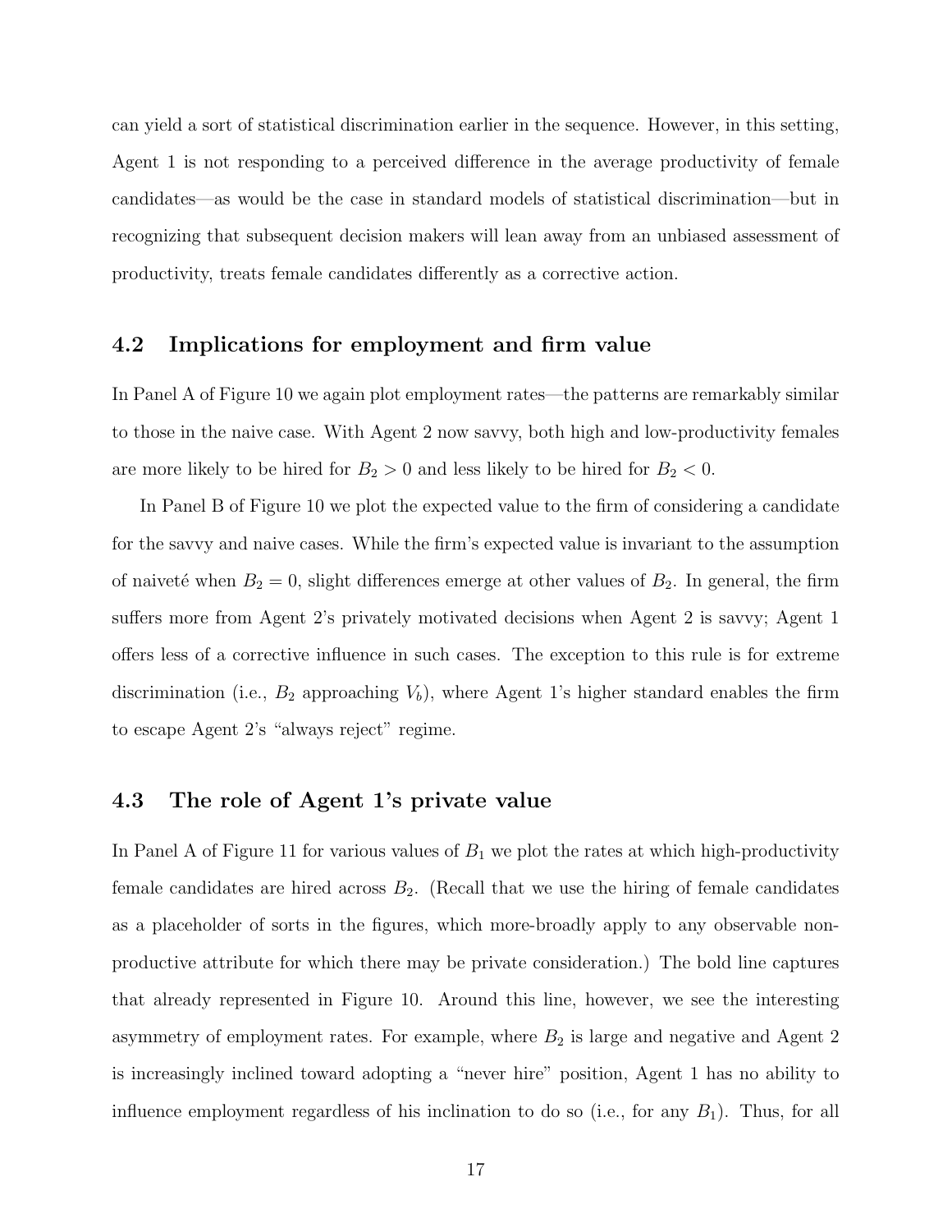can yield a sort of statistical discrimination earlier in the sequence. However, in this setting, Agent 1 is not responding to a perceived difference in the average productivity of female candidates—as would be the case in standard models of statistical discrimination—but in recognizing that subsequent decision makers will lean away from an unbiased assessment of productivity, treats female candidates differently as a corrective action.

### 4.2 Implications for employment and firm value

In Panel A of Figure 10 we again plot employment rates—the patterns are remarkably similar to those in the naive case. With Agent 2 now savvy, both high and low-productivity females are more likely to be hired for $B_2 > 0$ and less likely to be hired for $B_2 < 0$.

In Panel B of Figure 10 we plot the expected value to the firm of considering a candidate for the savvy and naive cases. While the firm's expected value is invariant to the assumption of naiveté when $B_2 = 0$, slight differences emerge at other values of $B_2$. In general, the firm suffers more from Agent 2's privately motivated decisions when Agent 2 is savvy; Agent 1 offers less of a corrective influence in such cases. The exception to this rule is for extreme discrimination (i.e., $B_2$ approaching $V_b$), where Agent 1's higher standard enables the firm to escape Agent 2's "always reject" regime.

### 4.3 The role of Agent 1's private value

In Panel A of Figure 11 for various values of $B_1$ we plot the rates at which high-productivity female candidates are hired across $B_2$. (Recall that we use the hiring of female candidates as a placeholder of sorts in the figures, which more-broadly apply to any observable non-productive attribute for which there may be private consideration.) The bold line captures that already represented in Figure 10. Around this line, however, we see the interesting asymmetry of employment rates. For example, where $B_2$ is large and negative and Agent 2 is increasingly inclined toward adopting a "never hire" position, Agent 1 has no ability to influence employment regardless of his inclination to do so (i.e., for any $B_1$). Thus, for all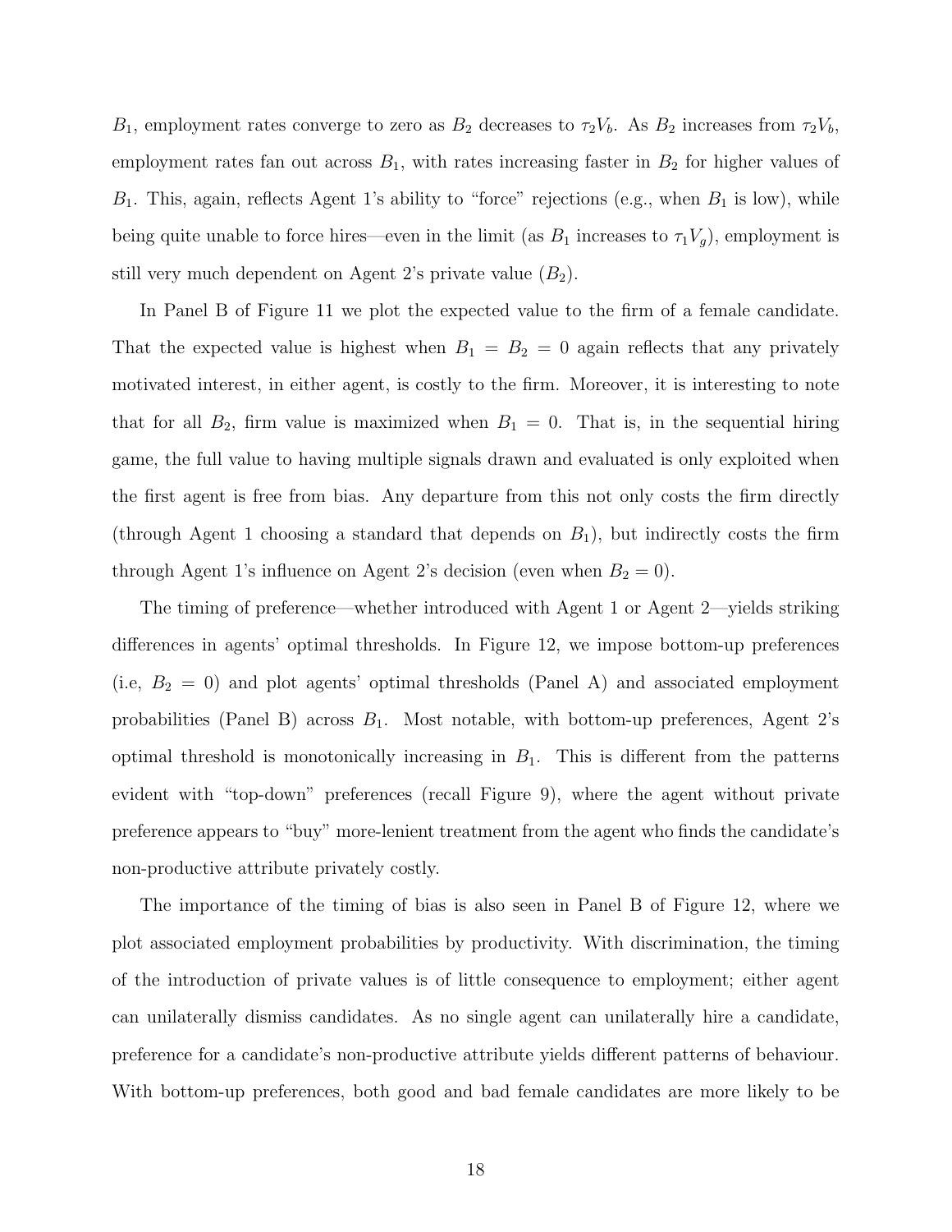$B_1$, employment rates converge to zero as $B_2$ decreases to $\tau_2 V_b$. As $B_2$ increases from $\tau_2 V_b$, employment rates fan out across $B_1$, with rates increasing faster in $B_2$ for higher values of $B_1$. This, again, reflects Agent 1's ability to "force" rejections (e.g., when $B_1$ is low), while being quite unable to force hires—even in the limit (as $B_1$ increases to $\tau_1 V_g$), employment is still very much dependent on Agent 2's private value ($B_2$).

In Panel B of Figure 11 we plot the expected value to the firm of a female candidate. That the expected value is highest when $B_1 = B_2 = 0$ again reflects that any privately motivated interest, in either agent, is costly to the firm. Moreover, it is interesting to note that for all $B_2$, firm value is maximized when $B_1 = 0$. That is, in the sequential hiring game, the full value to having multiple signals drawn and evaluated is only exploited when the first agent is free from bias. Any departure from this not only costs the firm directly (through Agent 1 choosing a standard that depends on $B_1$), but indirectly costs the firm through Agent 1's influence on Agent 2's decision (even when $B_2 = 0$).

The timing of preference—whether introduced with Agent 1 or Agent 2—yields striking differences in agents' optimal thresholds. In Figure 12, we impose bottom-up preferences (i.e, $B_2 = 0$) and plot agents' optimal thresholds (Panel A) and associated employment probabilities (Panel B) across $B_1$. Most notable, with bottom-up preferences, Agent 2's optimal threshold is monotonically increasing in $B_1$. This is different from the patterns evident with "top-down" preferences (recall Figure 9), where the agent without private preference appears to "buy" more-lenient treatment from the agent who finds the candidate's non-productive attribute privately costly.

The importance of the timing of bias is also seen in Panel B of Figure 12, where we plot associated employment probabilities by productivity. With discrimination, the timing of the introduction of private values is of little consequence to employment; either agent can unilaterally dismiss candidates. As no single agent can unilaterally hire a candidate, preference for a candidate's non-productive attribute yields different patterns of behaviour. With bottom-up preferences, both good and bad female candidates are more likely to be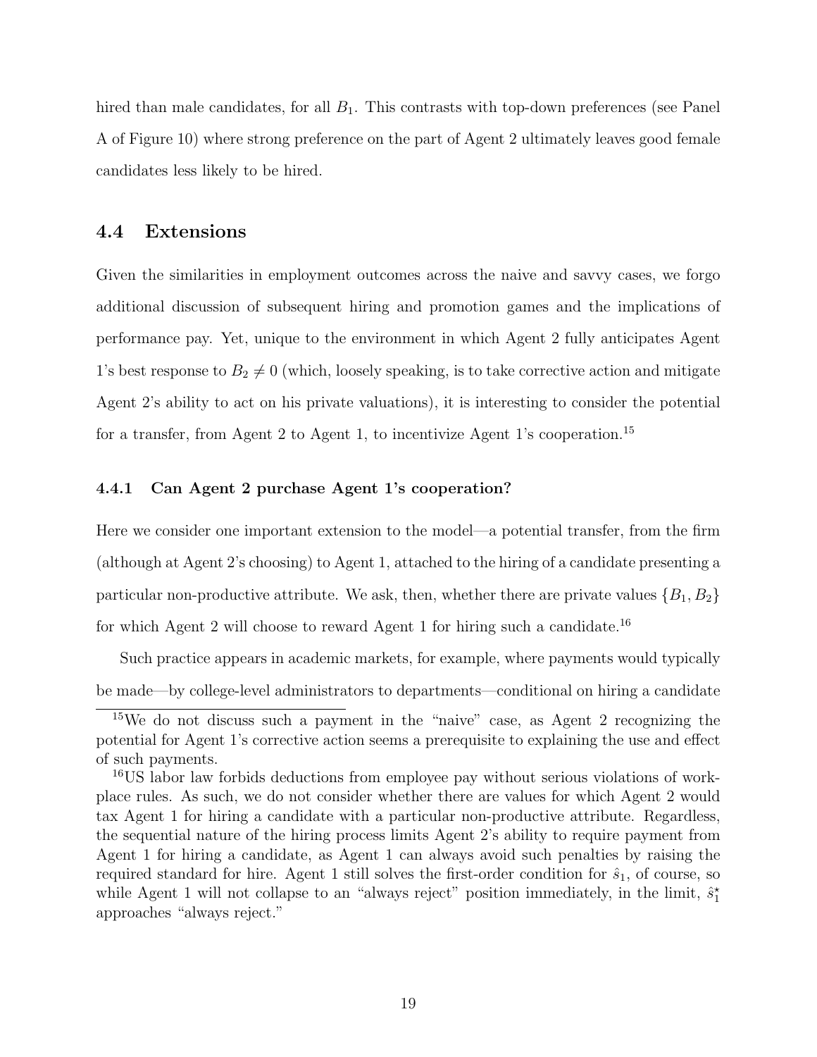hired than male candidates, for all $B_1$. This contrasts with top-down preferences (see Panel A of Figure 10) where strong preference on the part of Agent 2 ultimately leaves good female candidates less likely to be hired.

## 4.4 Extensions

Given the similarities in employment outcomes across the naive and savvy cases, we forgo additional discussion of subsequent hiring and promotion games and the implications of performance pay. Yet, unique to the environment in which Agent 2 fully anticipates Agent 1's best response to $B_2 \neq 0$ (which, loosely speaking, is to take corrective action and mitigate Agent 2's ability to act on his private valuations), it is interesting to consider the potential for a transfer, from Agent 2 to Agent 1, to incentivize Agent 1's cooperation.[15]

### 4.4.1 Can Agent 2 purchase Agent 1's cooperation?

Here we consider one important extension to the model—a potential transfer, from the firm (although at Agent 2's choosing) to Agent 1, attached to the hiring of a candidate presenting a particular non-productive attribute. We ask, then, whether there are private values $\{B_1, B_2\}$ for which Agent 2 will choose to reward Agent 1 for hiring such a candidate.[16]

Such practice appears in academic markets, for example, where payments would typically be made—by college-level administrators to departments—conditional on hiring a candidate

[15] We do not discuss such a payment in the "naive" case, as Agent 2 recognizing the potential for Agent 1's corrective action seems a prerequisite to explaining the use and effect of such payments.

[16] US labor law forbids deductions from employee pay without serious violations of workplace rules. As such, we do not consider whether there are values for which Agent 2 would tax Agent 1 for hiring a candidate with a particular non-productive attribute. Regardless, the sequential nature of the hiring process limits Agent 2's ability to require payment from Agent 1 for hiring a candidate, as Agent 1 can always avoid such penalties by raising the required standard for hire. Agent 1 still solves the first-order condition for $\hat{s}_1$, of course, so while Agent 1 will not collapse to an "always reject" position immediately, in the limit, $\hat{s}_1^\star$ approaches "always reject."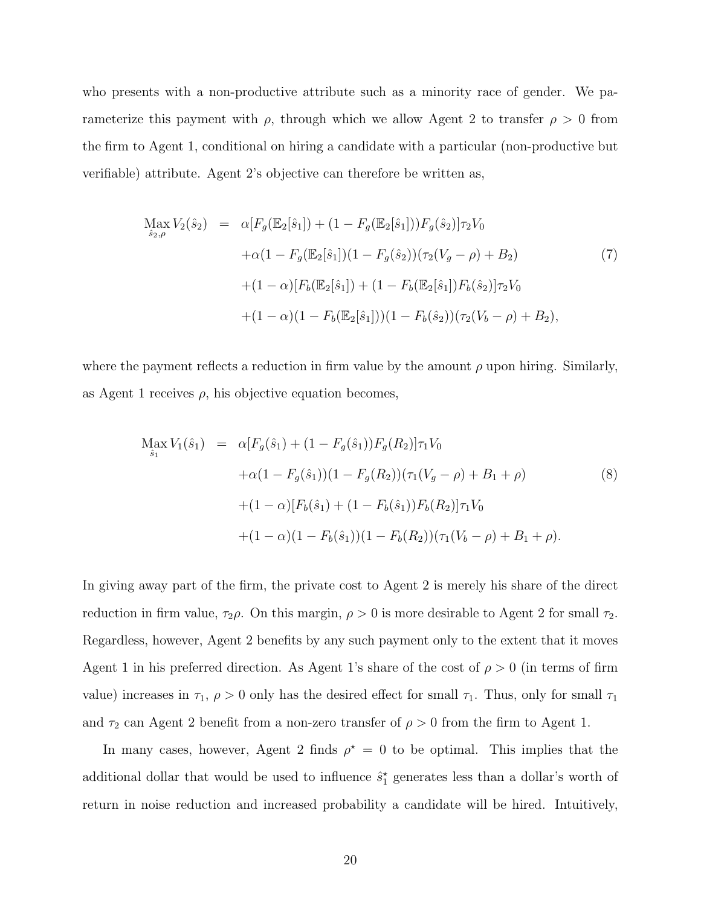who presents with a non-productive attribute such as a minority race of gender. We parameterize this payment with $\rho$, through which we allow Agent 2 to transfer $\rho > 0$ from the firm to Agent 1, conditional on hiring a candidate with a particular (non-productive but verifiable) attribute. Agent 2's objective can therefore be written as,

$$
\begin{aligned}
\underset{\hat{s}_2,\rho}{\text{Max}}\, V_2(\hat{s}_2) \;\; = \;\; & \alpha[F_g(\mathbb{E}_2[\hat{s}_1]) + (1 - F_g(\mathbb{E}_2[\hat{s}_1]))F_g(\hat{s}_2)]\tau_2 V_0 \\
& + \alpha(1 - F_g(\mathbb{E}_2[\hat{s}_1])(1 - F_g(\hat{s}_2))(\tau_2(V_g - \rho) + B_2) \\
& + (1 - \alpha)[F_b(\mathbb{E}_2[\hat{s}_1]) + (1 - F_b(\mathbb{E}_2[\hat{s}_1])F_b(\hat{s}_2)]\tau_2 V_0 \\
& + (1 - \alpha)(1 - F_b(\mathbb{E}_2[\hat{s}_1]))(1 - F_b(\hat{s}_2))(\tau_2(V_b - \rho) + B_2),
\end{aligned} \tag{7}
$$

where the payment reflects a reduction in firm value by the amount $\rho$ upon hiring. Similarly, as Agent 1 receives $\rho$, his objective equation becomes,

$$
\begin{aligned}
\underset{\hat{s}_1}{\text{Max}}\, V_1(\hat{s}_1) \;\; = \;\; & \alpha[F_g(\hat{s}_1) + (1 - F_g(\hat{s}_1))F_g(R_2)]\tau_1 V_0 \\
& + \alpha(1 - F_g(\hat{s}_1))(1 - F_g(R_2))(\tau_1(V_g - \rho) + B_1 + \rho) \\
& + (1 - \alpha)[F_b(\hat{s}_1) + (1 - F_b(\hat{s}_1))F_b(R_2)]\tau_1 V_0 \\
& + (1 - \alpha)(1 - F_b(\hat{s}_1))(1 - F_b(R_2))(\tau_1(V_b - \rho) + B_1 + \rho).
\end{aligned} \tag{8}
$$

In giving away part of the firm, the private cost to Agent 2 is merely his share of the direct reduction in firm value, $\tau_2\rho$. On this margin, $\rho > 0$ is more desirable to Agent 2 for small $\tau_2$. Regardless, however, Agent 2 benefits by any such payment only to the extent that it moves Agent 1 in his preferred direction. As Agent 1's share of the cost of $\rho > 0$ (in terms of firm value) increases in $\tau_1$, $\rho > 0$ only has the desired effect for small $\tau_1$. Thus, only for small $\tau_1$ and $\tau_2$ can Agent 2 benefit from a non-zero transfer of $\rho > 0$ from the firm to Agent 1.

In many cases, however, Agent 2 finds $\rho^\star = 0$ to be optimal. This implies that the additional dollar that would be used to influence $\hat{s}_1^\star$ generates less than a dollar's worth of return in noise reduction and increased probability a candidate will be hired. Intuitively,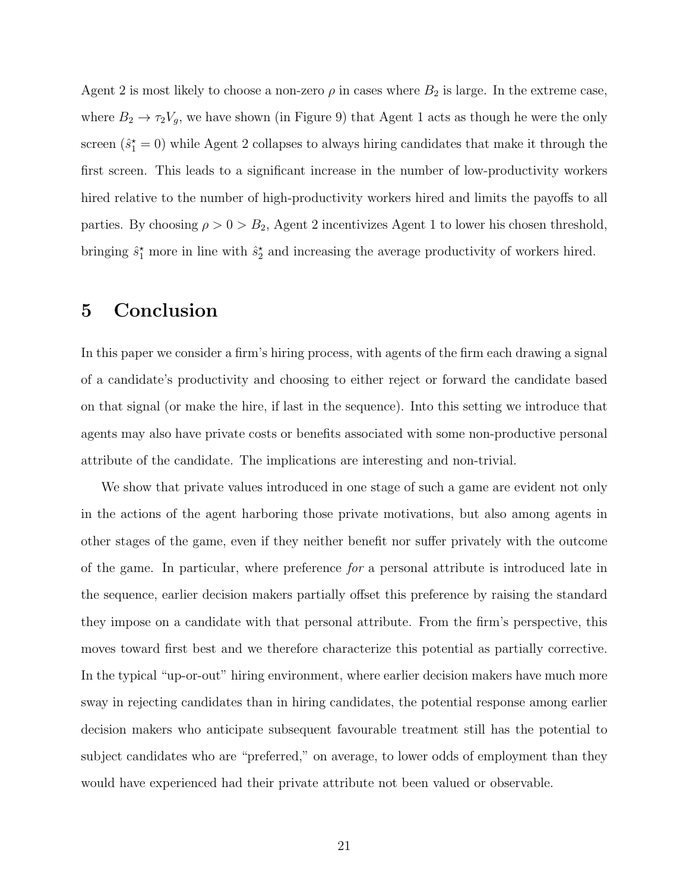Agent 2 is most likely to choose a non-zero $\rho$ in cases where $B_2$ is large. In the extreme case, where $B_2 \to \tau_2 V_g$, we have shown (in Figure 9) that Agent 1 acts as though he were the only screen ($\hat{s}_1^\star = 0$) while Agent 2 collapses to always hiring candidates that make it through the first screen. This leads to a significant increase in the number of low-productivity workers hired relative to the number of high-productivity workers hired and limits the payoffs to all parties. By choosing $\rho > 0 > B_2$, Agent 2 incentivizes Agent 1 to lower his chosen threshold, bringing $\hat{s}_1^\star$ more in line with $\hat{s}_2^\star$ and increasing the average productivity of workers hired.

# 5 Conclusion

In this paper we consider a firm's hiring process, with agents of the firm each drawing a signal of a candidate's productivity and choosing to either reject or forward the candidate based on that signal (or make the hire, if last in the sequence). Into this setting we introduce that agents may also have private costs or benefits associated with some non-productive personal attribute of the candidate. The implications are interesting and non-trivial.

We show that private values introduced in one stage of such a game are evident not only in the actions of the agent harboring those private motivations, but also among agents in other stages of the game, even if they neither benefit nor suffer privately with the outcome of the game. In particular, where preference *for* a personal attribute is introduced late in the sequence, earlier decision makers partially offset this preference by raising the standard they impose on a candidate with that personal attribute. From the firm's perspective, this moves toward first best and we therefore characterize this potential as partially corrective. In the typical "up-or-out" hiring environment, where earlier decision makers have much more sway in rejecting candidates than in hiring candidates, the potential response among earlier decision makers who anticipate subsequent favourable treatment still has the potential to subject candidates who are "preferred," on average, to lower odds of employment than they would have experienced had their private attribute not been valued or observable.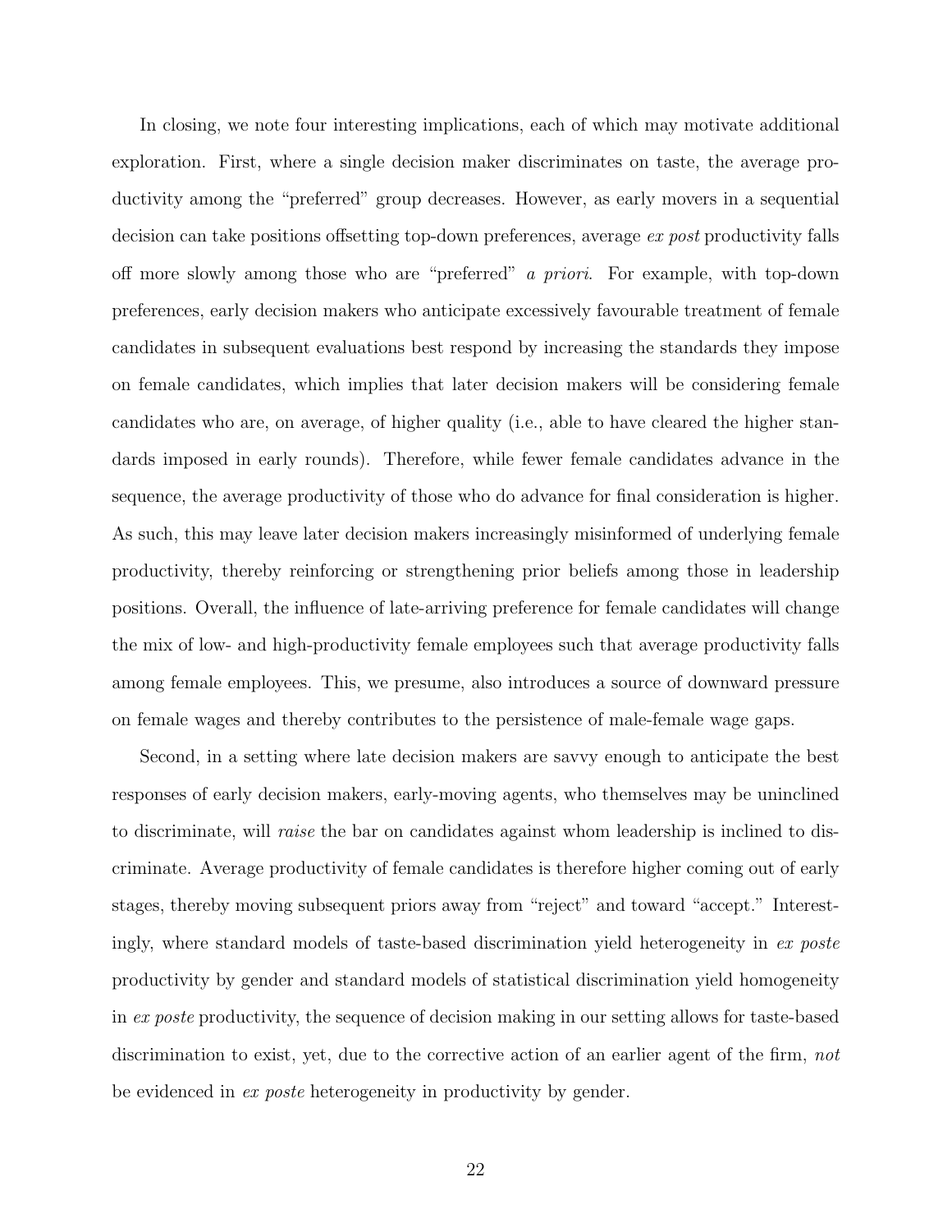In closing, we note four interesting implications, each of which may motivate additional exploration. First, where a single decision maker discriminates on taste, the average productivity among the "preferred" group decreases. However, as early movers in a sequential decision can take positions offsetting top-down preferences, average *ex post* productivity falls off more slowly among those who are "preferred" *a priori*. For example, with top-down preferences, early decision makers who anticipate excessively favourable treatment of female candidates in subsequent evaluations best respond by increasing the standards they impose on female candidates, which implies that later decision makers will be considering female candidates who are, on average, of higher quality (i.e., able to have cleared the higher standards imposed in early rounds). Therefore, while fewer female candidates advance in the sequence, the average productivity of those who do advance for final consideration is higher. As such, this may leave later decision makers increasingly misinformed of underlying female productivity, thereby reinforcing or strengthening prior beliefs among those in leadership positions. Overall, the influence of late-arriving preference for female candidates will change the mix of low- and high-productivity female employees such that average productivity falls among female employees. This, we presume, also introduces a source of downward pressure on female wages and thereby contributes to the persistence of male-female wage gaps.

Second, in a setting where late decision makers are savvy enough to anticipate the best responses of early decision makers, early-moving agents, who themselves may be uninclined to discriminate, will *raise* the bar on candidates against whom leadership is inclined to discriminate. Average productivity of female candidates is therefore higher coming out of early stages, thereby moving subsequent priors away from "reject" and toward "accept." Interestingly, where standard models of taste-based discrimination yield heterogeneity in *ex poste* productivity by gender and standard models of statistical discrimination yield homogeneity in *ex poste* productivity, the sequence of decision making in our setting allows for taste-based discrimination to exist, yet, due to the corrective action of an earlier agent of the firm, *not* be evidenced in *ex poste* heterogeneity in productivity by gender.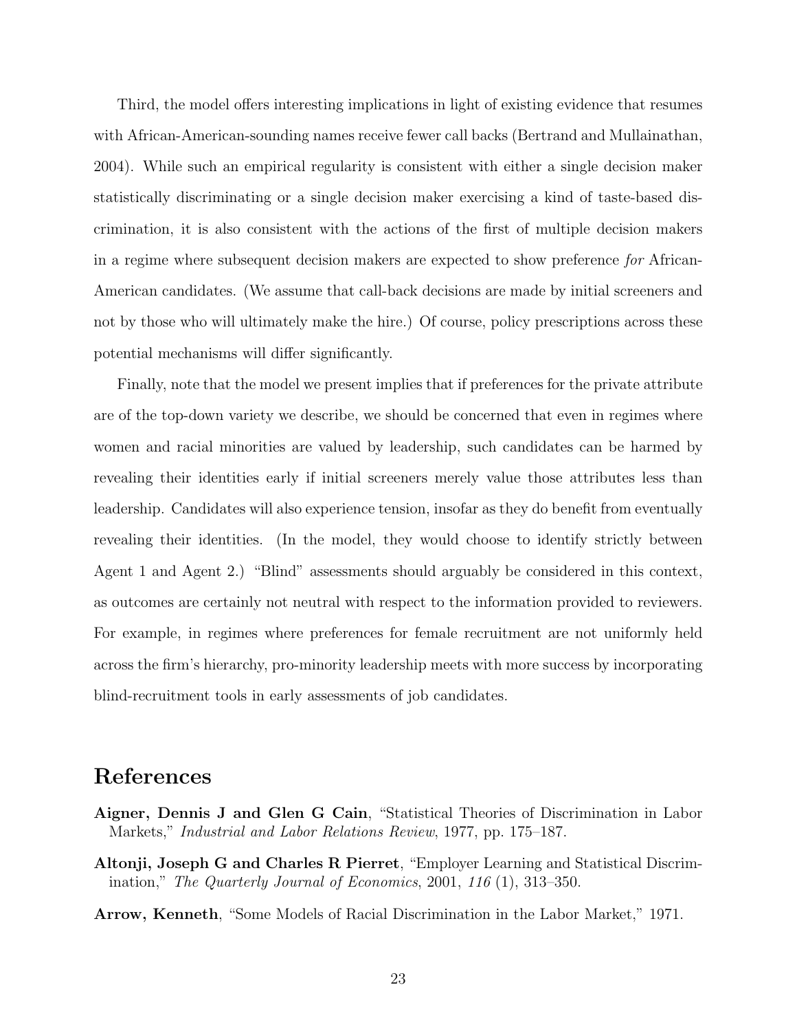Third, the model offers interesting implications in light of existing evidence that resumes with African-American-sounding names receive fewer call backs (Bertrand and Mullainathan, 2004). While such an empirical regularity is consistent with either a single decision maker statistically discriminating or a single decision maker exercising a kind of taste-based discrimination, it is also consistent with the actions of the first of multiple decision makers in a regime where subsequent decision makers are expected to show preference *for* African-American candidates. (We assume that call-back decisions are made by initial screeners and not by those who will ultimately make the hire.) Of course, policy prescriptions across these potential mechanisms will differ significantly.

Finally, note that the model we present implies that if preferences for the private attribute are of the top-down variety we describe, we should be concerned that even in regimes where women and racial minorities are valued by leadership, such candidates can be harmed by revealing their identities early if initial screeners merely value those attributes less than leadership. Candidates will also experience tension, insofar as they do benefit from eventually revealing their identities. (In the model, they would choose to identify strictly between Agent 1 and Agent 2.) "Blind" assessments should arguably be considered in this context, as outcomes are certainly not neutral with respect to the information provided to reviewers. For example, in regimes where preferences for female recruitment are not uniformly held across the firm's hierarchy, pro-minority leadership meets with more success by incorporating blind-recruitment tools in early assessments of job candidates.

# References

**Aigner, Dennis J and Glen G Cain**, "Statistical Theories of Discrimination in Labor Markets," *Industrial and Labor Relations Review*, 1977, pp. 175–187.

**Altonji, Joseph G and Charles R Pierret**, "Employer Learning and Statistical Discrimination," *The Quarterly Journal of Economics*, 2001, *116* (1), 313–350.

**Arrow, Kenneth**, "Some Models of Racial Discrimination in the Labor Market," 1971.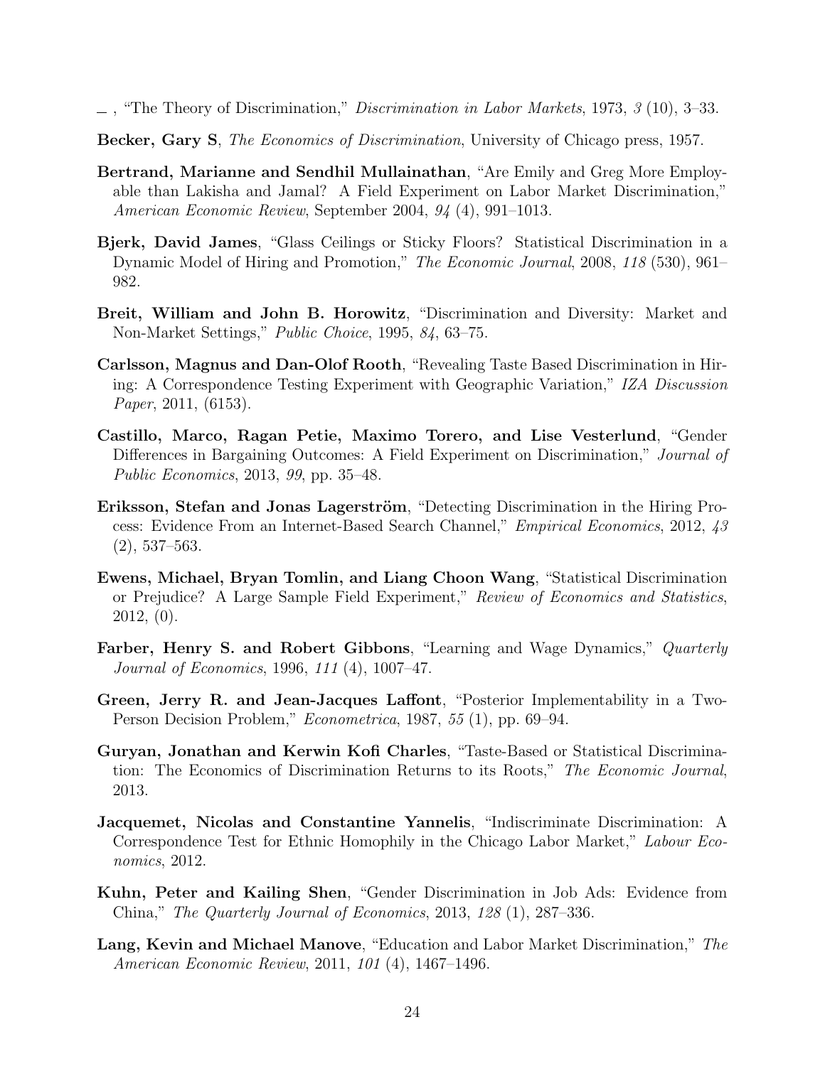—, "The Theory of Discrimination," *Discrimination in Labor Markets*, 1973, *3* (10), 3–33.

**Becker, Gary S**, *The Economics of Discrimination*, University of Chicago press, 1957.

**Bertrand, Marianne and Sendhil Mullainathan**, "Are Emily and Greg More Employable than Lakisha and Jamal? A Field Experiment on Labor Market Discrimination," *American Economic Review*, September 2004, *94* (4), 991–1013.

**Bjerk, David James**, "Glass Ceilings or Sticky Floors? Statistical Discrimination in a Dynamic Model of Hiring and Promotion," *The Economic Journal*, 2008, *118* (530), 961–982.

**Breit, William and John B. Horowitz**, "Discrimination and Diversity: Market and Non-Market Settings," *Public Choice*, 1995, *84*, 63–75.

**Carlsson, Magnus and Dan-Olof Rooth**, "Revealing Taste Based Discrimination in Hiring: A Correspondence Testing Experiment with Geographic Variation," *IZA Discussion Paper*, 2011, (6153).

**Castillo, Marco, Ragan Petie, Maximo Torero, and Lise Vesterlund**, "Gender Differences in Bargaining Outcomes: A Field Experiment on Discrimination," *Journal of Public Economics*, 2013, *99*, pp. 35–48.

**Eriksson, Stefan and Jonas Lagerström**, "Detecting Discrimination in the Hiring Process: Evidence From an Internet-Based Search Channel," *Empirical Economics*, 2012, *43* (2), 537–563.

**Ewens, Michael, Bryan Tomlin, and Liang Choon Wang**, "Statistical Discrimination or Prejudice? A Large Sample Field Experiment," *Review of Economics and Statistics*, 2012, (0).

**Farber, Henry S. and Robert Gibbons**, "Learning and Wage Dynamics," *Quarterly Journal of Economics*, 1996, *111* (4), 1007–47.

**Green, Jerry R. and Jean-Jacques Laffont**, "Posterior Implementability in a Two-Person Decision Problem," *Econometrica*, 1987, *55* (1), pp. 69–94.

**Guryan, Jonathan and Kerwin Kofi Charles**, "Taste-Based or Statistical Discrimination: The Economics of Discrimination Returns to its Roots," *The Economic Journal*, 2013.

**Jacquemet, Nicolas and Constantine Yannelis**, "Indiscriminate Discrimination: A Correspondence Test for Ethnic Homophily in the Chicago Labor Market," *Labour Economics*, 2012.

**Kuhn, Peter and Kailing Shen**, "Gender Discrimination in Job Ads: Evidence from China," *The Quarterly Journal of Economics*, 2013, *128* (1), 287–336.

**Lang, Kevin and Michael Manove**, "Education and Labor Market Discrimination," *The American Economic Review*, 2011, *101* (4), 1467–1496.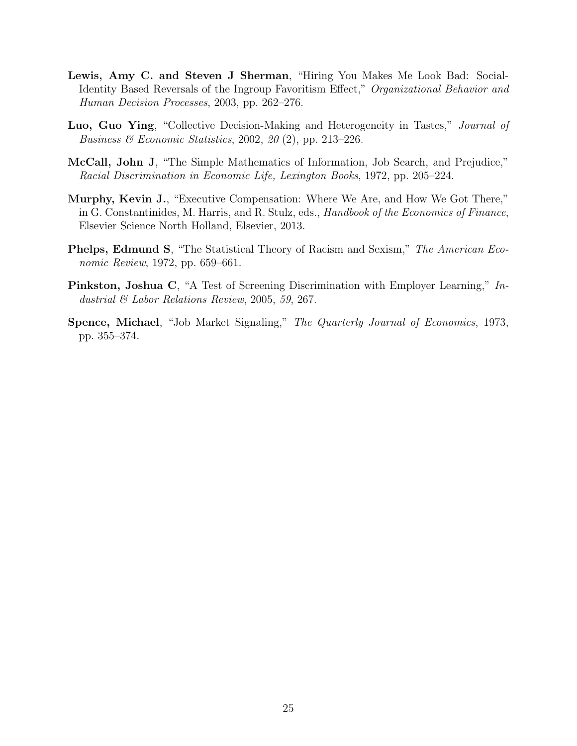**Lewis, Amy C. and Steven J Sherman**, "Hiring You Makes Me Look Bad: Social-Identity Based Reversals of the Ingroup Favoritism Effect," *Organizational Behavior and Human Decision Processes*, 2003, pp. 262–276.

**Luo, Guo Ying**, "Collective Decision-Making and Heterogeneity in Tastes," *Journal of Business & Economic Statistics*, 2002, *20* (2), pp. 213–226.

**McCall, John J**, "The Simple Mathematics of Information, Job Search, and Prejudice," *Racial Discrimination in Economic Life, Lexington Books*, 1972, pp. 205–224.

**Murphy, Kevin J.**, "Executive Compensation: Where We Are, and How We Got There," in G. Constantinides, M. Harris, and R. Stulz, eds., *Handbook of the Economics of Finance*, Elsevier Science North Holland, Elsevier, 2013.

**Phelps, Edmund S**, "The Statistical Theory of Racism and Sexism," *The American Economic Review*, 1972, pp. 659–661.

**Pinkston, Joshua C**, "A Test of Screening Discrimination with Employer Learning," *Industrial & Labor Relations Review*, 2005, *59*, 267.

**Spence, Michael**, "Job Market Signaling," *The Quarterly Journal of Economics*, 1973, pp. 355–374.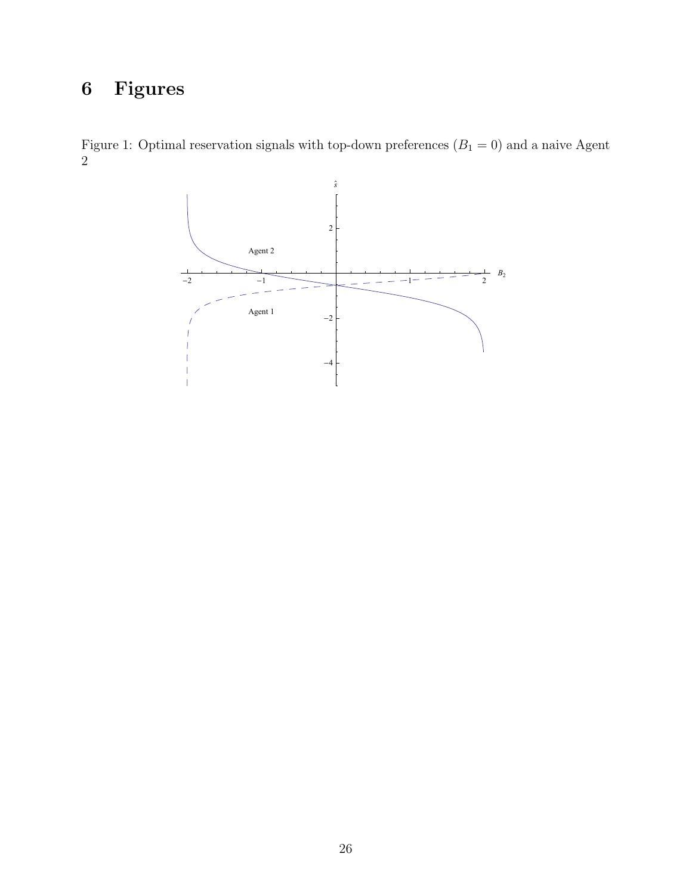# 6 Figures

Figure 1: Optimal reservation signals with top-down preferences ($B_1 = 0$) and a naive Agent 2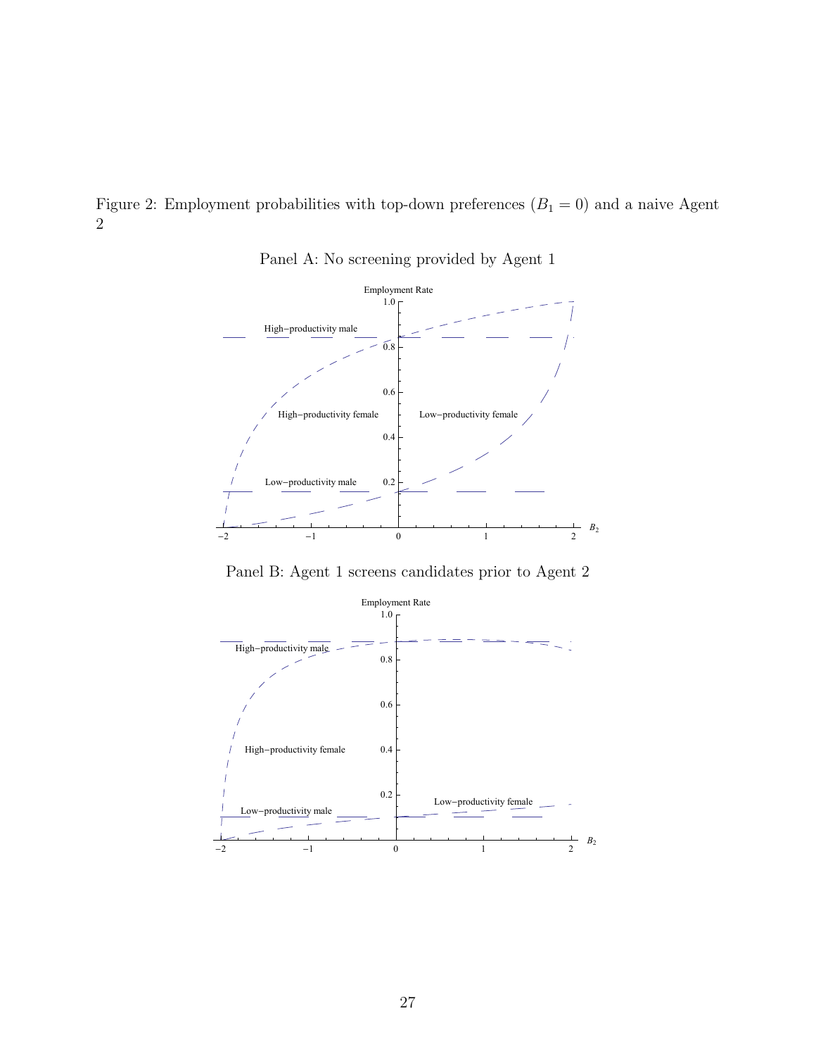Figure 2: Employment probabilities with top-down preferences ($B_1 = 0$) and a naive Agent 2

Panel A: No screening provided by Agent 1

Panel B: Agent 1 screens candidates prior to Agent 2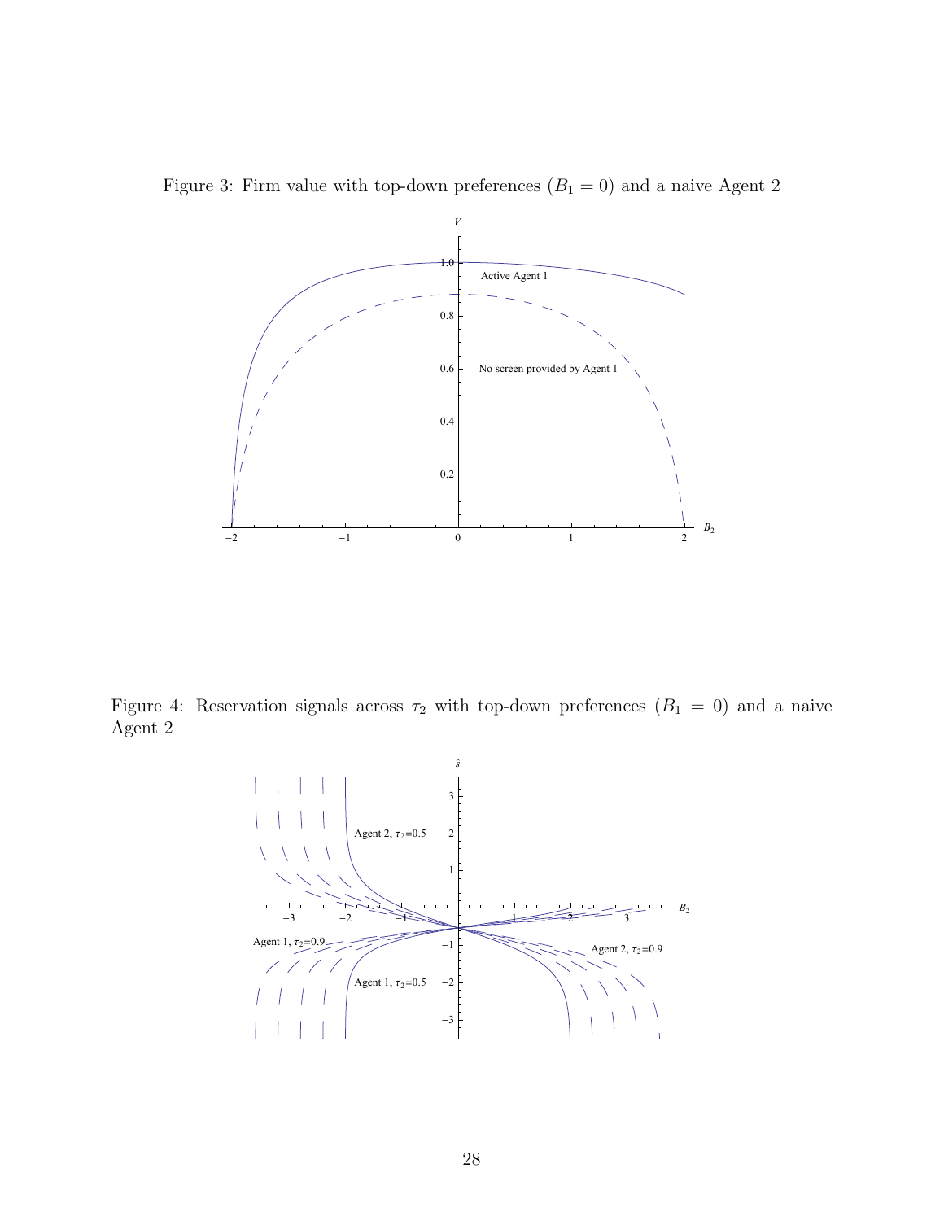Figure 3: Firm value with top-down preferences ($B_1 = 0$) and a naive Agent 2

Figure 4: Reservation signals across $\tau_2$ with top-down preferences ($B_1 = 0$) and a naive Agent 2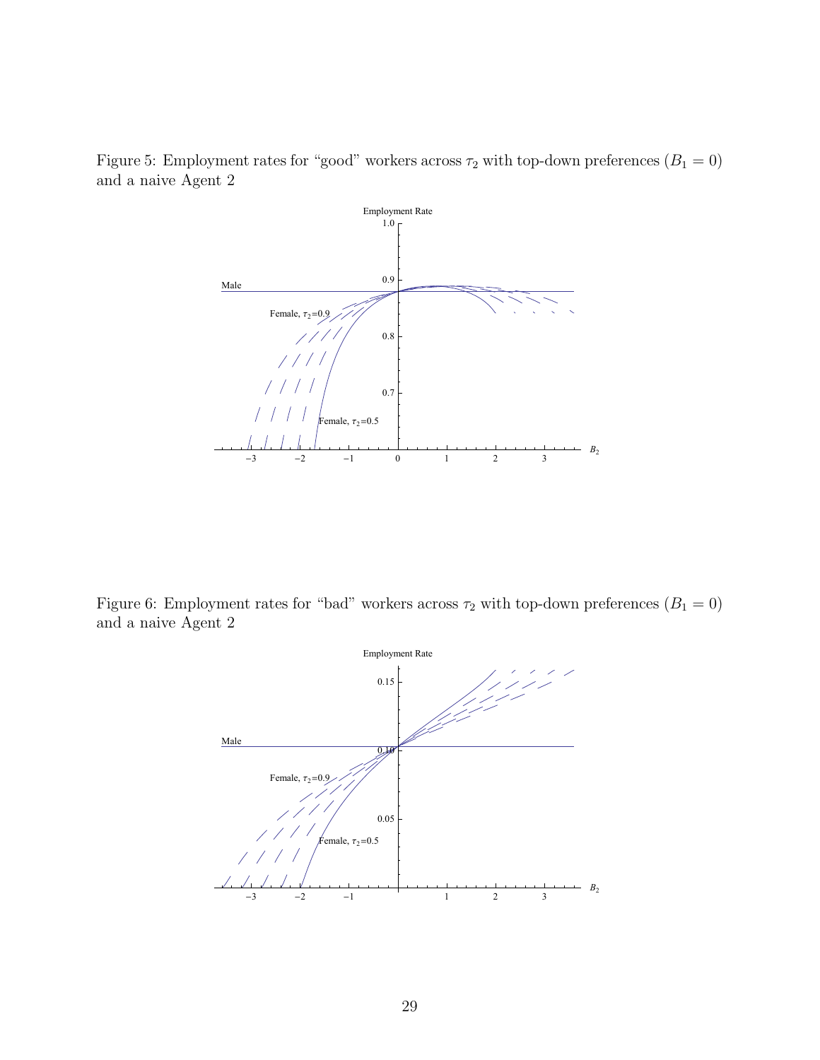Figure 5: Employment rates for "good" workers across $\tau_2$ with top-down preferences ($B_1 = 0$) and a naive Agent 2

Figure 6: Employment rates for "bad" workers across $\tau_2$ with top-down preferences ($B_1 = 0$) and a naive Agent 2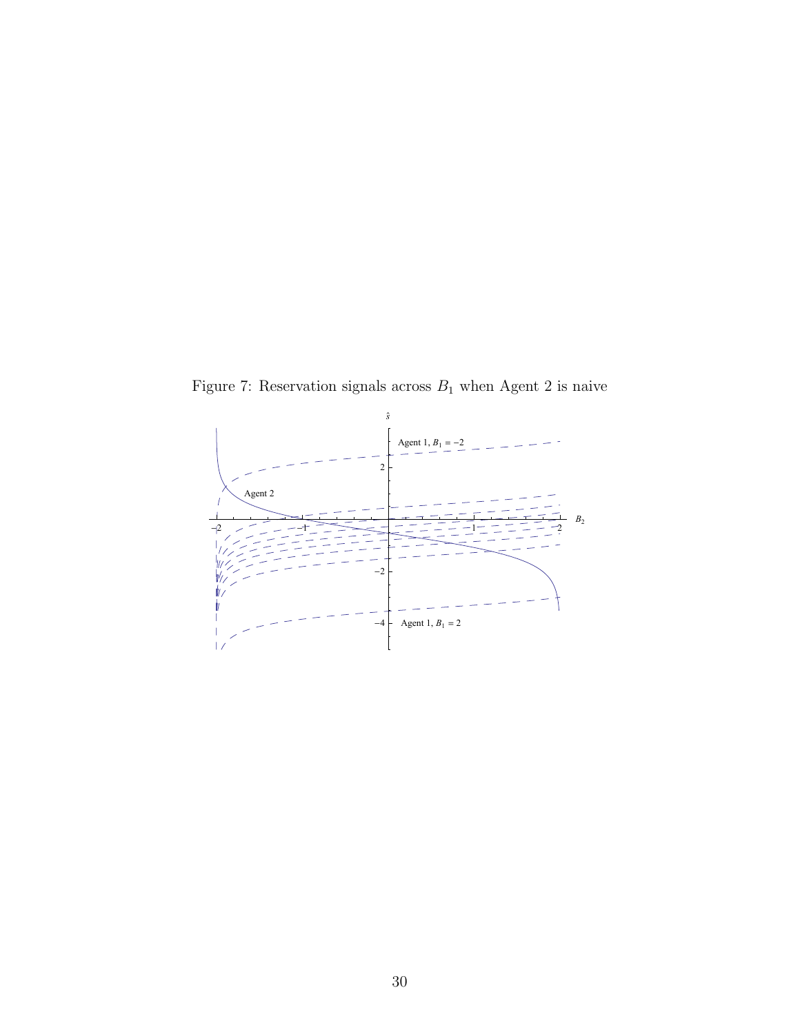Figure 7: Reservation signals across $B_1$ when Agent 2 is naive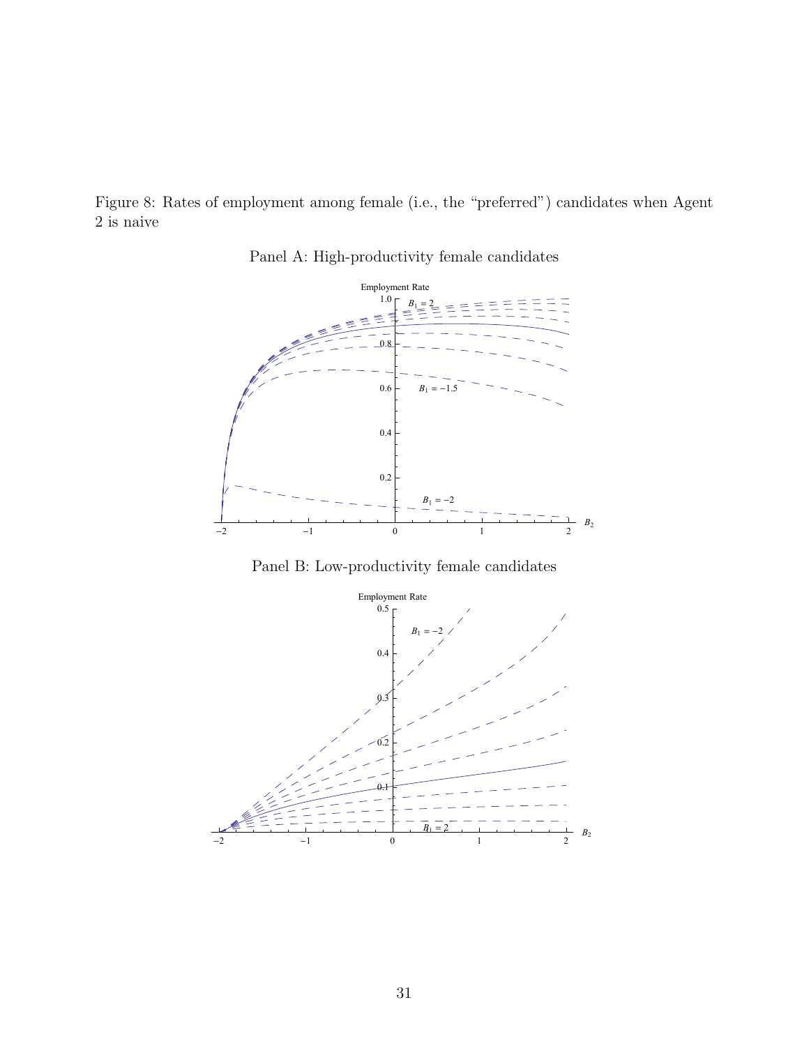Figure 8: Rates of employment among female (i.e., the "preferred") candidates when Agent 2 is naive

Panel A: High-productivity female candidates

Panel B: Low-productivity female candidates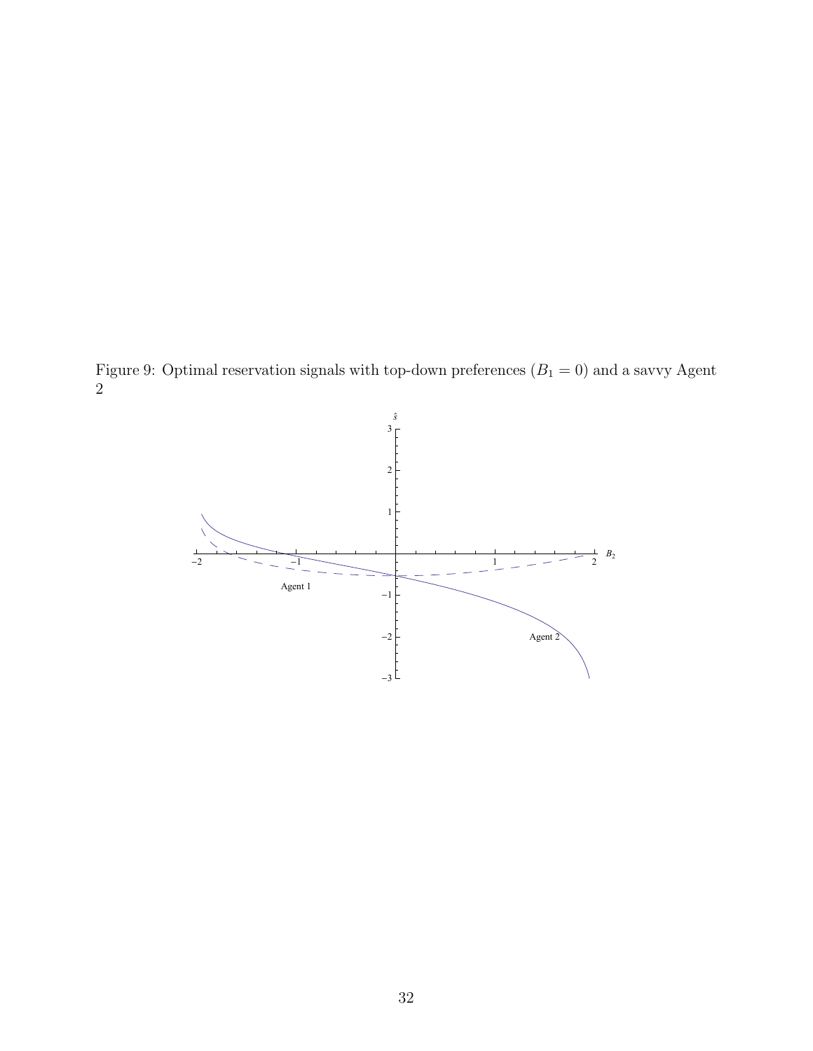Figure 9: Optimal reservation signals with top-down preferences ($B_1 = 0$) and a savvy Agent 2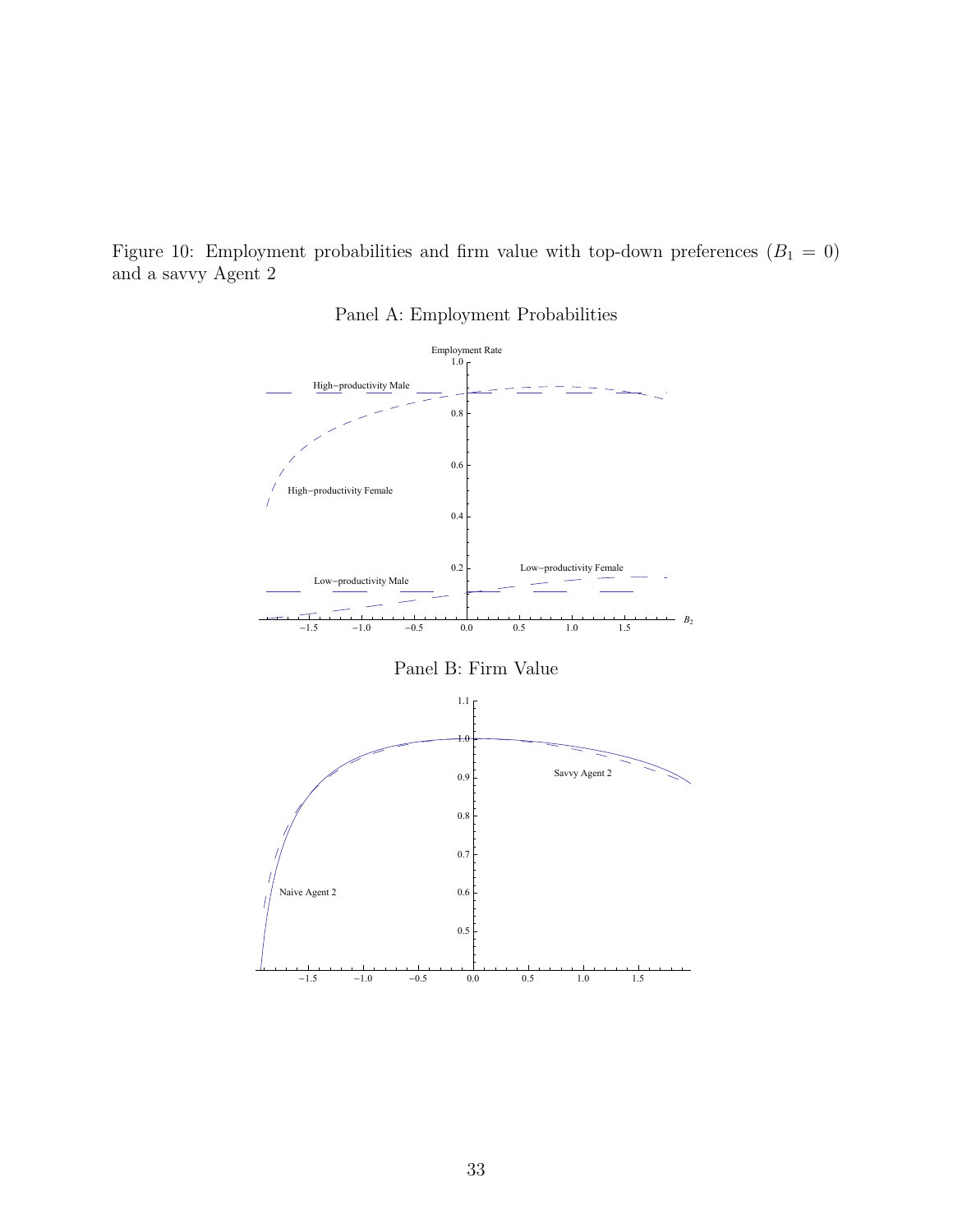Figure 10: Employment probabilities and firm value with top-down preferences ($B_1 = 0$) and a savvy Agent 2

Panel A: Employment Probabilities

Panel B: Firm Value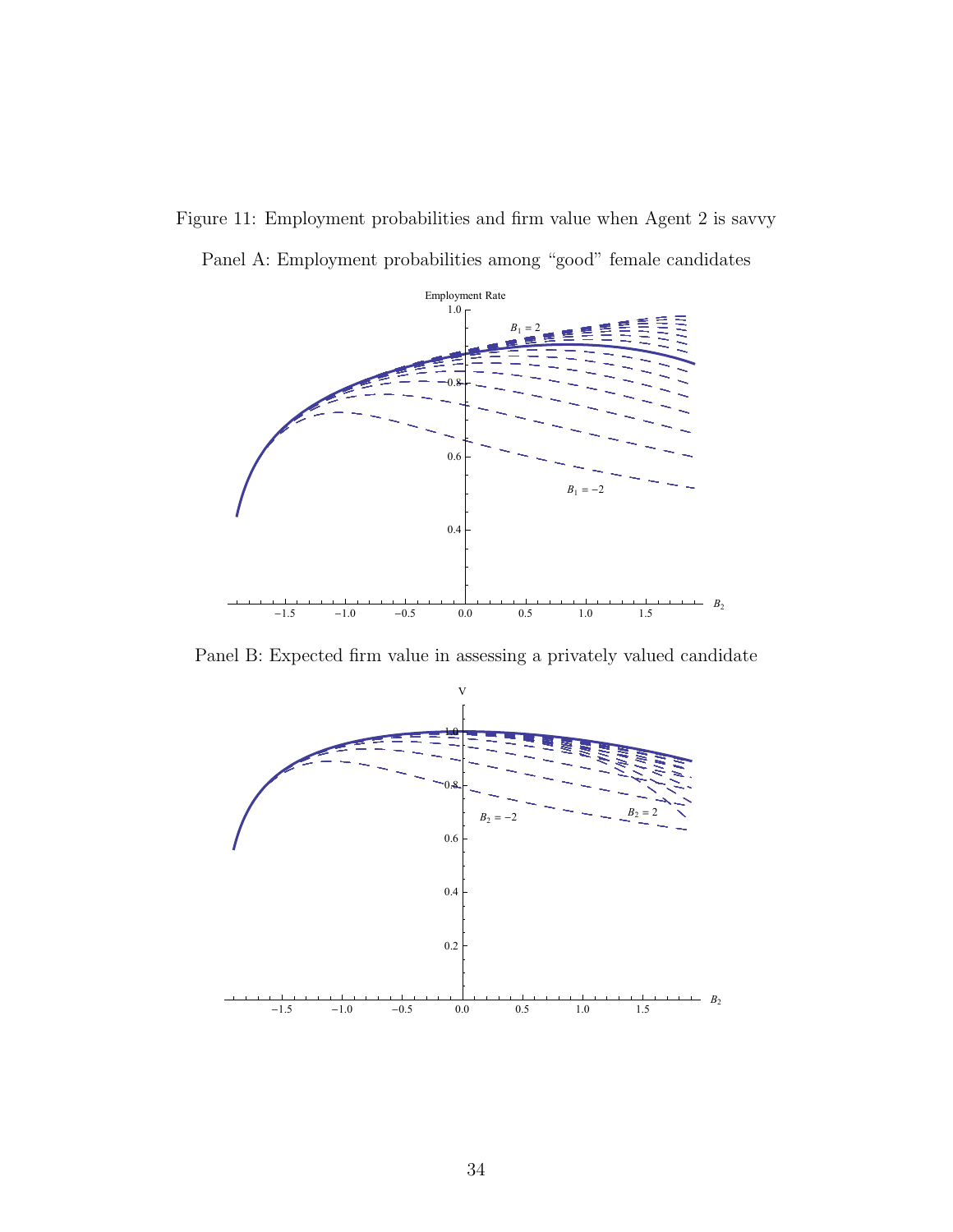Figure 11: Employment probabilities and firm value when Agent 2 is savvy

Panel A: Employment probabilities among "good" female candidates

Panel B: Expected firm value in assessing a privately valued candidate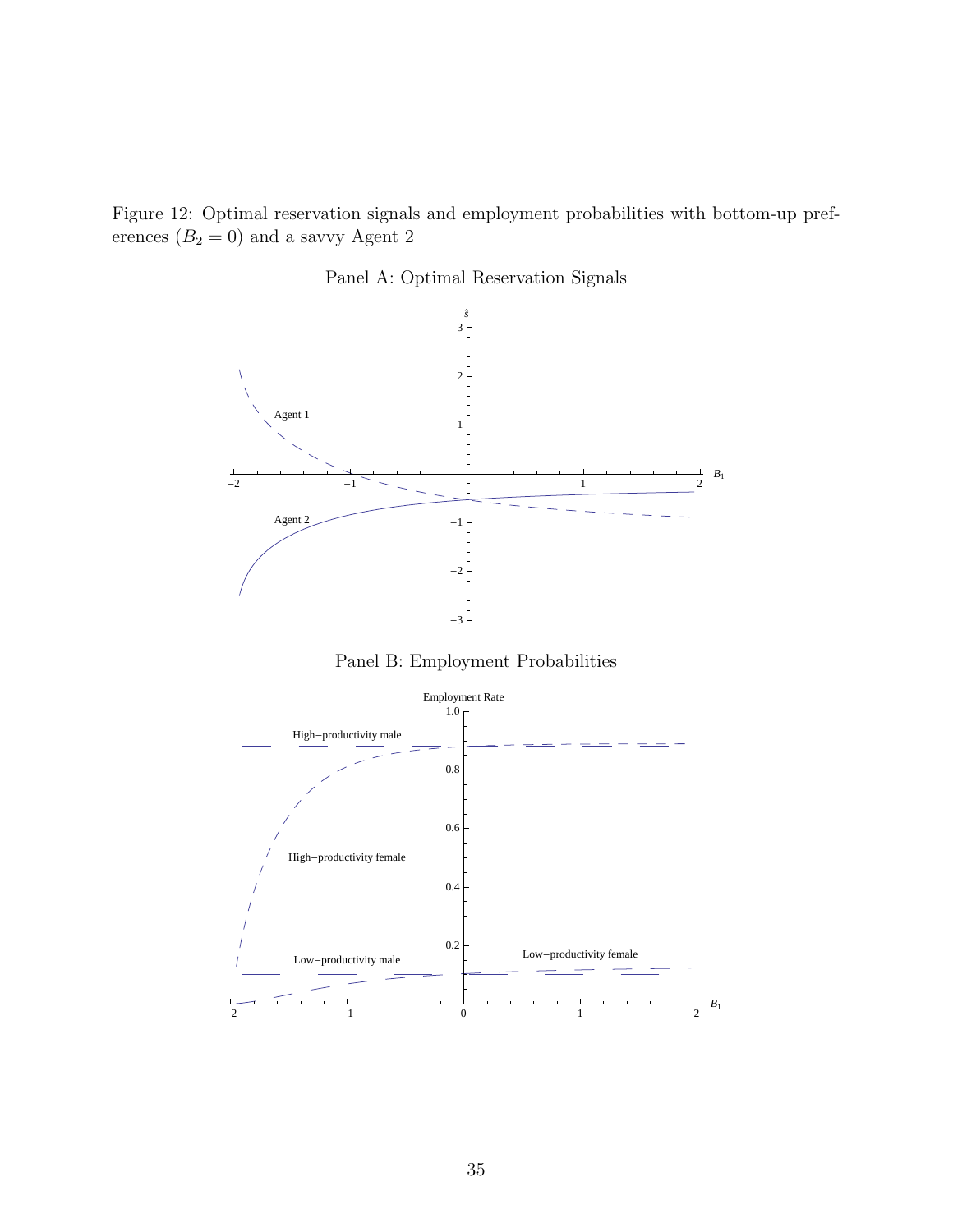Figure 12: Optimal reservation signals and employment probabilities with bottom-up preferences ($B_2 = 0$) and a savvy Agent 2

Panel A: Optimal Reservation Signals

$\hat{s}$

3
2
1
−1
−2
−3

−2
−1
1
2
$B_1$

Agent 1

Agent 2

Panel B: Employment Probabilities

Employment Rate

1.0
0.8
0.6
0.4
0.2

−2
−1
0
1
2
$B_1$

High−productivity male

High−productivity female

Low−productivity male

Low−productivity female